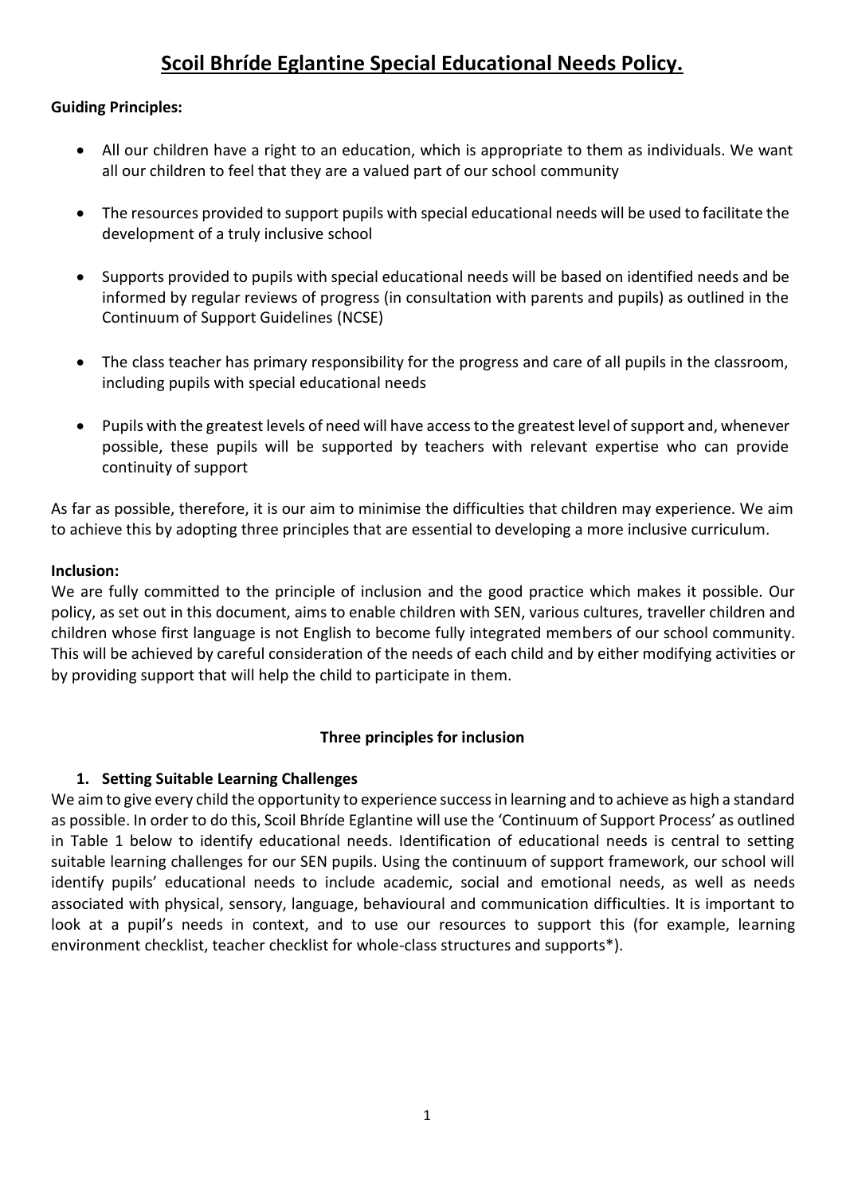# Scoil Bhríde Eglantine Special Educational Needs Policy.

**Guiding Principles:**

- All our children have a right to an education, which is appropriate to them as individuals. We want all our children to feel that they are a valued part of our school community
- The resources provided to support pupils with special educational needs will be used to facilitate the development of a truly inclusive school
- Supports provided to pupils with special educational needs will be based on identified needs and be informed by regular reviews of progress (in consultation with parents and pupils) as outlined in the Continuum of Support Guidelines (NCSE)
- The class teacher has primary responsibility for the progress and care of all pupils in the classroom, including pupils with special educational needs
- Pupils with the greatest levels of need will have access to the greatest level of support and, whenever possible, these pupils will be supported by teachers with relevant expertise who can provide continuity of support

As far as possible, therefore, it is our aim to minimise the difficulties that children may experience. We aim to achieve this by adopting three principles that are essential to developing a more inclusive curriculum.

**Inclusion:**

We are fully committed to the principle of inclusion and the good practice which makes it possible. Our policy, as set out in this document, aims to enable children with SEN, various cultures, traveller children and children whose first language is not English to become fully integrated members of our school community. This will be achieved by careful consideration of the needs of each child and by either modifying activities or by providing support that will help the child to participate in them.

**Three principles for inclusion**

**1. Setting Suitable Learning Challenges**

We aim to give every child the opportunity to experience success in learning and to achieve as high a standard as possible. In order to do this, Scoil Bhríde Eglantine will use the 'Continuum of Support Process' as outlined in Table 1 below to identify educational needs. Identification of educational needs is central to setting suitable learning challenges for our SEN pupils. Using the continuum of support framework, our school will identify pupils' educational needs to include academic, social and emotional needs, as well as needs associated with physical, sensory, language, behavioural and communication difficulties. It is important to look at a pupil's needs in context, and to use our resources to support this (for example, learning environment checklist, teacher checklist for whole-class structures and supports*).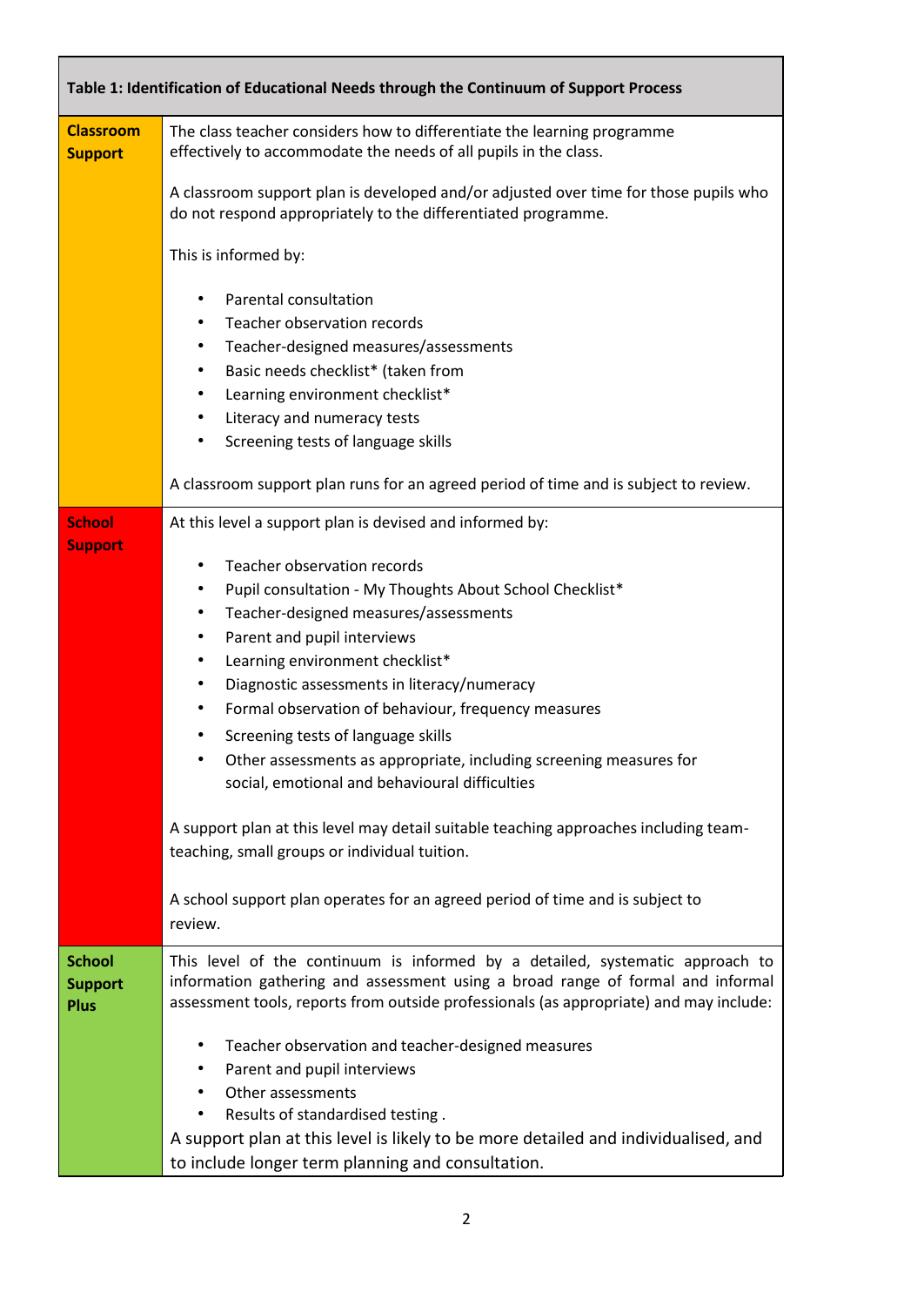| Table 1: Identification of Educational Needs through the Continuum of Support Process | |
|---|---|
| **Classroom Support** | The class teacher considers how to differentiate the learning programme effectively to accommodate the needs of all pupils in the class.<br><br>A classroom support plan is developed and/or adjusted over time for those pupils who do not respond appropriately to the differentiated programme.<br><br>This is informed by:<br><br>• Parental consultation<br>• Teacher observation records<br>• Teacher-designed measures/assessments<br>• Basic needs checklist* (taken from<br>• Learning environment checklist*<br>• Literacy and numeracy tests<br>• Screening tests of language skills<br><br>A classroom support plan runs for an agreed period of time and is subject to review. |
| **School Support** | At this level a support plan is devised and informed by:<br><br>• Teacher observation records<br>• Pupil consultation - My Thoughts About School Checklist*<br>• Teacher-designed measures/assessments<br>• Parent and pupil interviews<br>• Learning environment checklist*<br>• Diagnostic assessments in literacy/numeracy<br>• Formal observation of behaviour, frequency measures<br>• Screening tests of language skills<br>• Other assessments as appropriate, including screening measures for social, emotional and behavioural difficulties<br><br>A support plan at this level may detail suitable teaching approaches including team-teaching, small groups or individual tuition.<br><br>A school support plan operates for an agreed period of time and is subject to review. |
| **School Support Plus** | This level of the continuum is informed by a detailed, systematic approach to information gathering and assessment using a broad range of formal and informal assessment tools, reports from outside professionals (as appropriate) and may include:<br><br>• Teacher observation and teacher-designed measures<br>• Parent and pupil interviews<br>• Other assessments<br>• Results of standardised testing .<br><br>A support plan at this level is likely to be more detailed and individualised, and to include longer term planning and consultation. |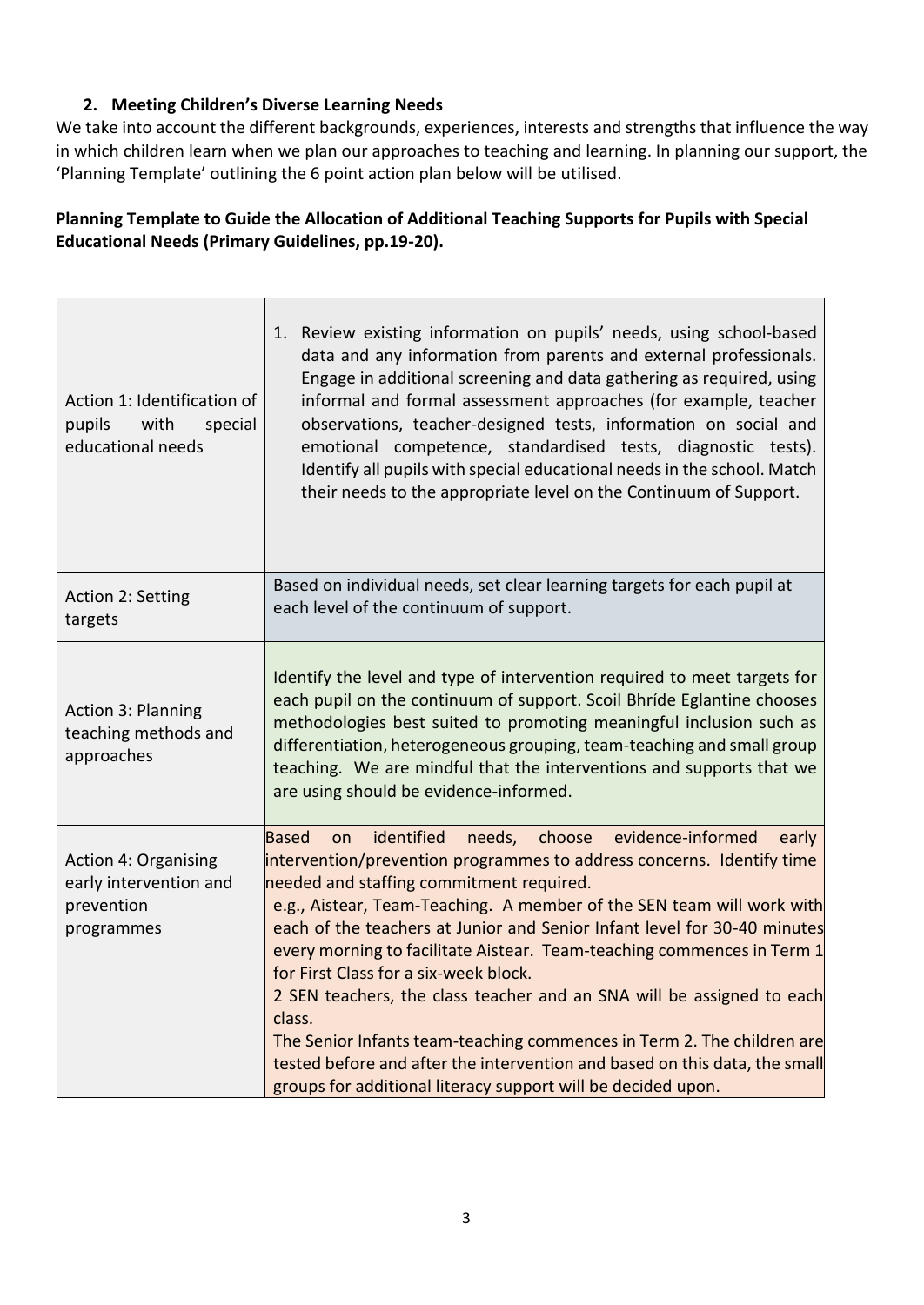## 2. Meeting Children's Diverse Learning Needs

We take into account the different backgrounds, experiences, interests and strengths that influence the way in which children learn when we plan our approaches to teaching and learning. In planning our support, the 'Planning Template' outlining the 6 point action plan below will be utilised.

**Planning Template to Guide the Allocation of Additional Teaching Supports for Pupils with Special Educational Needs (Primary Guidelines, pp.19-20).**

| | |
|---|---|
| Action 1: Identification of pupils with special educational needs | 1. Review existing information on pupils' needs, using school-based data and any information from parents and external professionals. Engage in additional screening and data gathering as required, using informal and formal assessment approaches (for example, teacher observations, teacher-designed tests, information on social and emotional competence, standardised tests, diagnostic tests). Identify all pupils with special educational needs in the school. Match their needs to the appropriate level on the Continuum of Support. |
| Action 2: Setting targets | Based on individual needs, set clear learning targets for each pupil at each level of the continuum of support. |
| Action 3: Planning teaching methods and approaches | Identify the level and type of intervention required to meet targets for each pupil on the continuum of support. Scoil Bhríde Eglantine chooses methodologies best suited to promoting meaningful inclusion such as differentiation, heterogeneous grouping, team-teaching and small group teaching. We are mindful that the interventions and supports that we are using should be evidence-informed. |
| Action 4: Organising early intervention and prevention programmes | Based on identified needs, choose evidence-informed early intervention/prevention programmes to address concerns. Identify time needed and staffing commitment required.<br>e.g., Aistear, Team-Teaching. A member of the SEN team will work with each of the teachers at Junior and Senior Infant level for 30-40 minutes every morning to facilitate Aistear. Team-teaching commences in Term 1 for First Class for a six-week block.<br>2 SEN teachers, the class teacher and an SNA will be assigned to each class.<br>The Senior Infants team-teaching commences in Term 2. The children are tested before and after the intervention and based on this data, the small groups for additional literacy support will be decided upon. |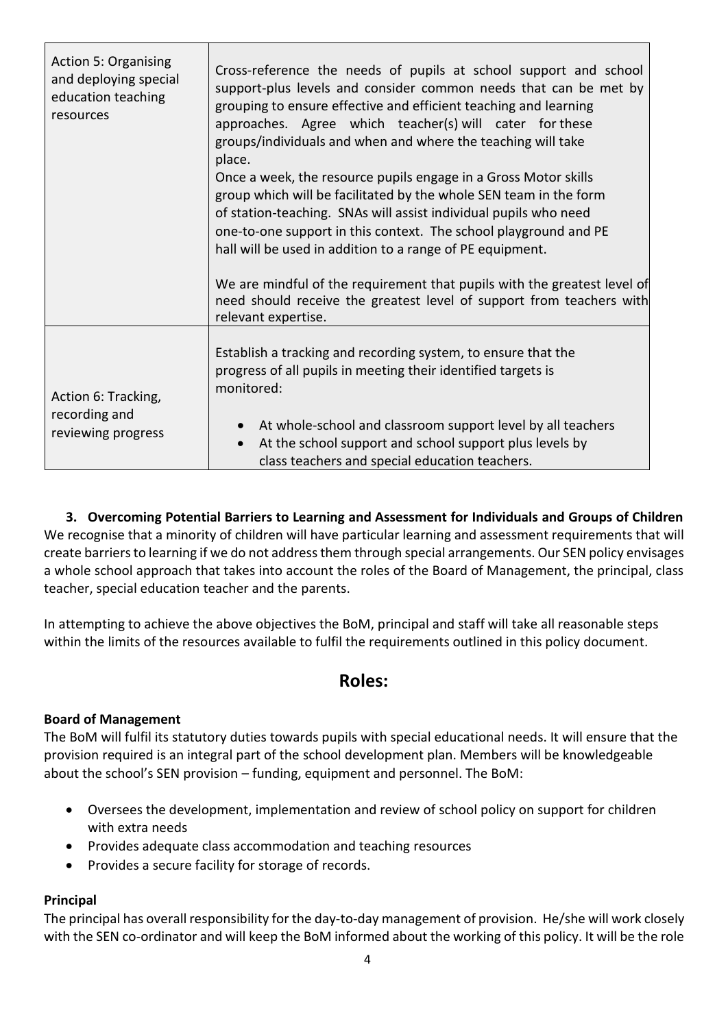| | |
|---|---|
| Action 5: Organising and deploying special education teaching resources | Cross-reference the needs of pupils at school support and school support-plus levels and consider common needs that can be met by grouping to ensure effective and efficient teaching and learning approaches. Agree which teacher(s) will cater for these groups/individuals and when and where the teaching will take place.<br>Once a week, the resource pupils engage in a Gross Motor skills group which will be facilitated by the whole SEN team in the form of station-teaching. SNAs will assist individual pupils who need one-to-one support in this context. The school playground and PE hall will be used in addition to a range of PE equipment.<br><br>We are mindful of the requirement that pupils with the greatest level of need should receive the greatest level of support from teachers with relevant expertise. |
| Action 6: Tracking, recording and reviewing progress | Establish a tracking and recording system, to ensure that the progress of all pupils in meeting their identified targets is monitored:<br><br>• At whole-school and classroom support level by all teachers<br>• At the school support and school support plus levels by class teachers and special education teachers. |

**3. Overcoming Potential Barriers to Learning and Assessment for Individuals and Groups of Children**

We recognise that a minority of children will have particular learning and assessment requirements that will create barriers to learning if we do not address them through special arrangements. Our SEN policy envisages a whole school approach that takes into account the roles of the Board of Management, the principal, class teacher, special education teacher and the parents.

In attempting to achieve the above objectives the BoM, principal and staff will take all reasonable steps within the limits of the resources available to fulfil the requirements outlined in this policy document.

## Roles:

**Board of Management**

The BoM will fulfil its statutory duties towards pupils with special educational needs. It will ensure that the provision required is an integral part of the school development plan. Members will be knowledgeable about the school's SEN provision – funding, equipment and personnel. The BoM:

- Oversees the development, implementation and review of school policy on support for children with extra needs
- Provides adequate class accommodation and teaching resources
- Provides a secure facility for storage of records.

**Principal**

The principal has overall responsibility for the day-to-day management of provision. He/she will work closely with the SEN co-ordinator and will keep the BoM informed about the working of this policy. It will be the role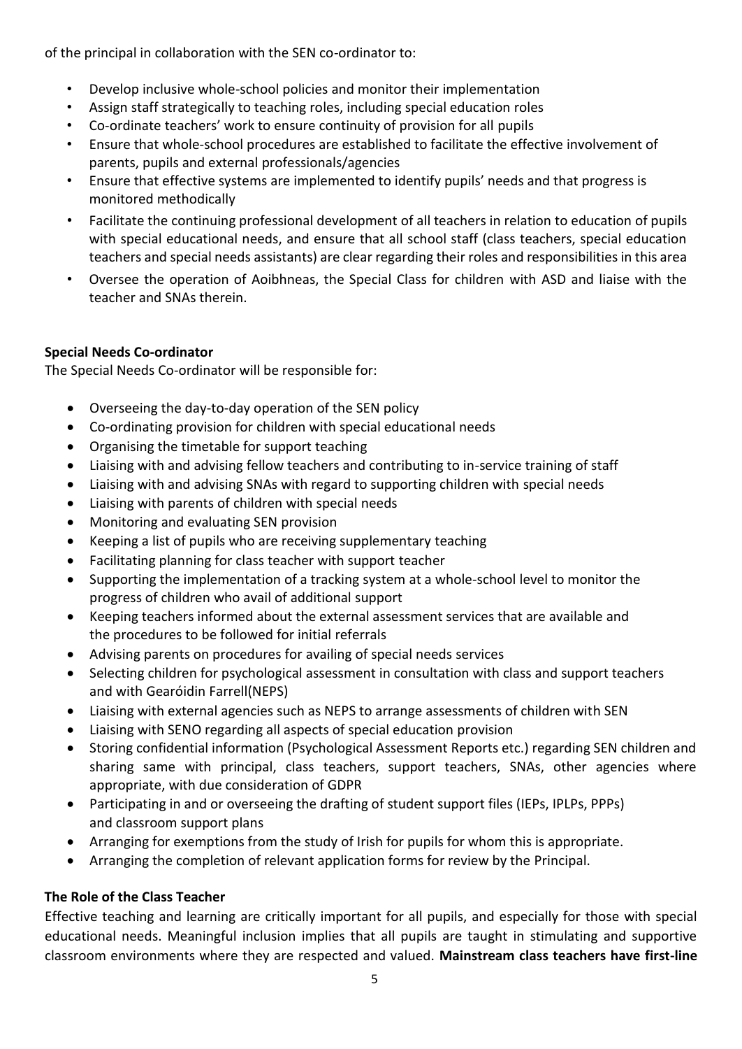of the principal in collaboration with the SEN co-ordinator to:

- Develop inclusive whole-school policies and monitor their implementation
- Assign staff strategically to teaching roles, including special education roles
- Co-ordinate teachers' work to ensure continuity of provision for all pupils
- Ensure that whole-school procedures are established to facilitate the effective involvement of parents, pupils and external professionals/agencies
- Ensure that effective systems are implemented to identify pupils' needs and that progress is monitored methodically
- Facilitate the continuing professional development of all teachers in relation to education of pupils with special educational needs, and ensure that all school staff (class teachers, special education teachers and special needs assistants) are clear regarding their roles and responsibilities in this area
- Oversee the operation of Aoibhneas, the Special Class for children with ASD and liaise with the teacher and SNAs therein.

**Special Needs Co-ordinator**

The Special Needs Co-ordinator will be responsible for:

- Overseeing the day-to-day operation of the SEN policy
- Co-ordinating provision for children with special educational needs
- Organising the timetable for support teaching
- Liaising with and advising fellow teachers and contributing to in-service training of staff
- Liaising with and advising SNAs with regard to supporting children with special needs
- Liaising with parents of children with special needs
- Monitoring and evaluating SEN provision
- Keeping a list of pupils who are receiving supplementary teaching
- Facilitating planning for class teacher with support teacher
- Supporting the implementation of a tracking system at a whole-school level to monitor the progress of children who avail of additional support
- Keeping teachers informed about the external assessment services that are available and the procedures to be followed for initial referrals
- Advising parents on procedures for availing of special needs services
- Selecting children for psychological assessment in consultation with class and support teachers and with Gearóidin Farrell(NEPS)
- Liaising with external agencies such as NEPS to arrange assessments of children with SEN
- Liaising with SENO regarding all aspects of special education provision
- Storing confidential information (Psychological Assessment Reports etc.) regarding SEN children and sharing same with principal, class teachers, support teachers, SNAs, other agencies where appropriate, with due consideration of GDPR
- Participating in and or overseeing the drafting of student support files (IEPs, IPLPs, PPPs) and classroom support plans
- Arranging for exemptions from the study of Irish for pupils for whom this is appropriate.
- Arranging the completion of relevant application forms for review by the Principal.

**The Role of the Class Teacher**

Effective teaching and learning are critically important for all pupils, and especially for those with special educational needs. Meaningful inclusion implies that all pupils are taught in stimulating and supportive classroom environments where they are respected and valued. **Mainstream class teachers have first-line**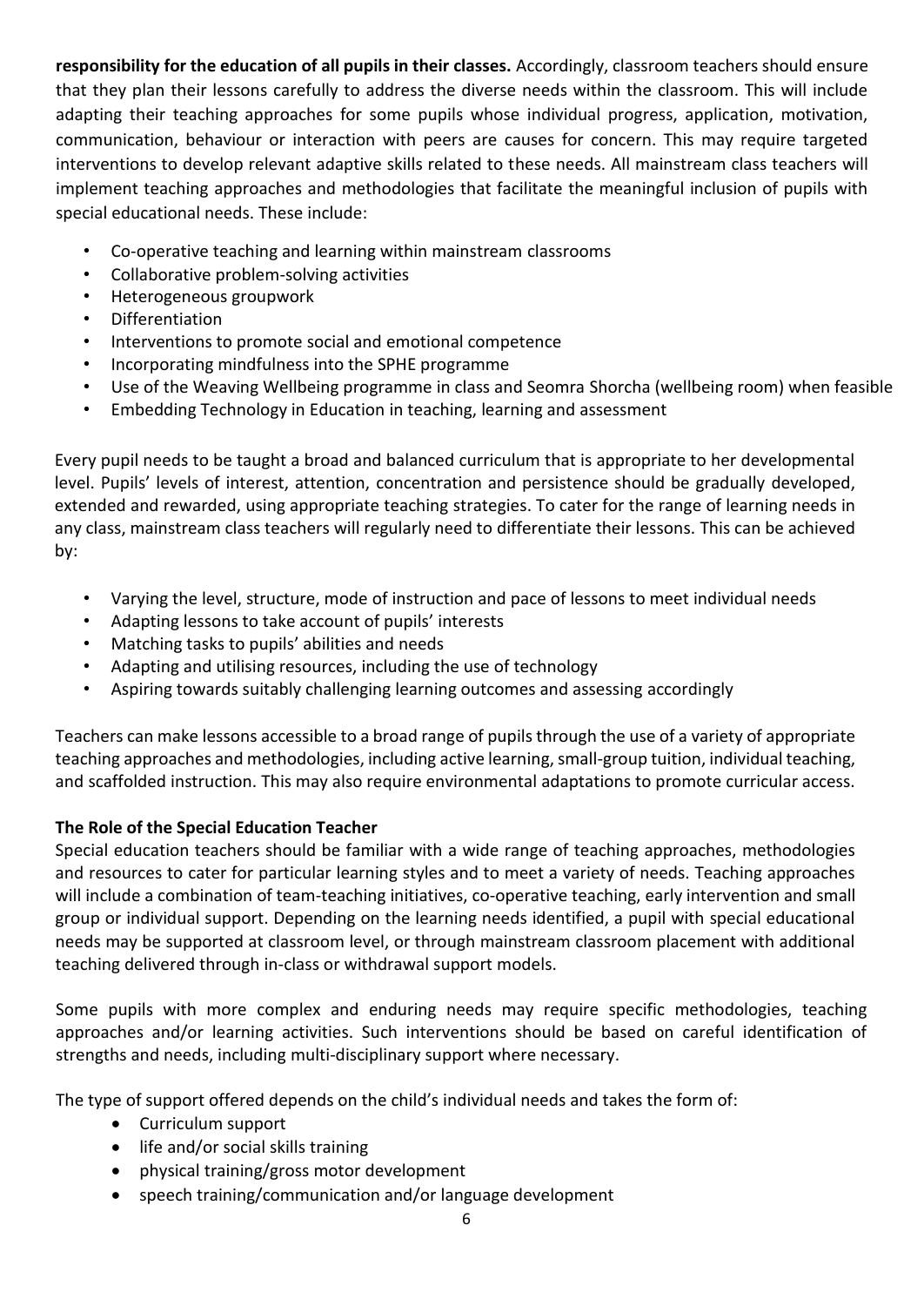**responsibility for the education of all pupils in their classes.** Accordingly, classroom teachers should ensure that they plan their lessons carefully to address the diverse needs within the classroom. This will include adapting their teaching approaches for some pupils whose individual progress, application, motivation, communication, behaviour or interaction with peers are causes for concern. This may require targeted interventions to develop relevant adaptive skills related to these needs. All mainstream class teachers will implement teaching approaches and methodologies that facilitate the meaningful inclusion of pupils with special educational needs. These include:

- Co-operative teaching and learning within mainstream classrooms
- Collaborative problem-solving activities
- Heterogeneous groupwork
- Differentiation
- Interventions to promote social and emotional competence
- Incorporating mindfulness into the SPHE programme
- Use of the Weaving Wellbeing programme in class and Seomra Shorcha (wellbeing room) when feasible
- Embedding Technology in Education in teaching, learning and assessment

Every pupil needs to be taught a broad and balanced curriculum that is appropriate to her developmental level. Pupils' levels of interest, attention, concentration and persistence should be gradually developed, extended and rewarded, using appropriate teaching strategies. To cater for the range of learning needs in any class, mainstream class teachers will regularly need to differentiate their lessons. This can be achieved by:

- Varying the level, structure, mode of instruction and pace of lessons to meet individual needs
- Adapting lessons to take account of pupils' interests
- Matching tasks to pupils' abilities and needs
- Adapting and utilising resources, including the use of technology
- Aspiring towards suitably challenging learning outcomes and assessing accordingly

Teachers can make lessons accessible to a broad range of pupils through the use of a variety of appropriate teaching approaches and methodologies, including active learning, small-group tuition, individual teaching, and scaffolded instruction. This may also require environmental adaptations to promote curricular access.

**The Role of the Special Education Teacher**

Special education teachers should be familiar with a wide range of teaching approaches, methodologies and resources to cater for particular learning styles and to meet a variety of needs. Teaching approaches will include a combination of team-teaching initiatives, co-operative teaching, early intervention and small group or individual support. Depending on the learning needs identified, a pupil with special educational needs may be supported at classroom level, or through mainstream classroom placement with additional teaching delivered through in-class or withdrawal support models.

Some pupils with more complex and enduring needs may require specific methodologies, teaching approaches and/or learning activities. Such interventions should be based on careful identification of strengths and needs, including multi-disciplinary support where necessary.

The type of support offered depends on the child's individual needs and takes the form of:

- Curriculum support
- life and/or social skills training
- physical training/gross motor development
- speech training/communication and/or language development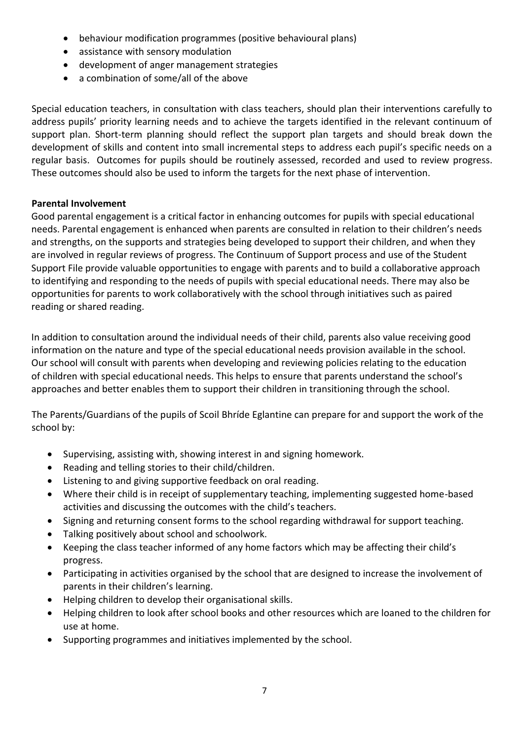- behaviour modification programmes (positive behavioural plans)
- assistance with sensory modulation
- development of anger management strategies
- a combination of some/all of the above

Special education teachers, in consultation with class teachers, should plan their interventions carefully to address pupils' priority learning needs and to achieve the targets identified in the relevant continuum of support plan. Short-term planning should reflect the support plan targets and should break down the development of skills and content into small incremental steps to address each pupil's specific needs on a regular basis. Outcomes for pupils should be routinely assessed, recorded and used to review progress. These outcomes should also be used to inform the targets for the next phase of intervention.

**Parental Involvement**

Good parental engagement is a critical factor in enhancing outcomes for pupils with special educational needs. Parental engagement is enhanced when parents are consulted in relation to their children's needs and strengths, on the supports and strategies being developed to support their children, and when they are involved in regular reviews of progress. The Continuum of Support process and use of the Student Support File provide valuable opportunities to engage with parents and to build a collaborative approach to identifying and responding to the needs of pupils with special educational needs. There may also be opportunities for parents to work collaboratively with the school through initiatives such as paired reading or shared reading.

In addition to consultation around the individual needs of their child, parents also value receiving good information on the nature and type of the special educational needs provision available in the school. Our school will consult with parents when developing and reviewing policies relating to the education of children with special educational needs. This helps to ensure that parents understand the school's approaches and better enables them to support their children in transitioning through the school.

The Parents/Guardians of the pupils of Scoil Bhríde Eglantine can prepare for and support the work of the school by:

- Supervising, assisting with, showing interest in and signing homework.
- Reading and telling stories to their child/children.
- Listening to and giving supportive feedback on oral reading.
- Where their child is in receipt of supplementary teaching, implementing suggested home-based activities and discussing the outcomes with the child's teachers.
- Signing and returning consent forms to the school regarding withdrawal for support teaching.
- Talking positively about school and schoolwork.
- Keeping the class teacher informed of any home factors which may be affecting their child's progress.
- Participating in activities organised by the school that are designed to increase the involvement of parents in their children's learning.
- Helping children to develop their organisational skills.
- Helping children to look after school books and other resources which are loaned to the children for use at home.
- Supporting programmes and initiatives implemented by the school.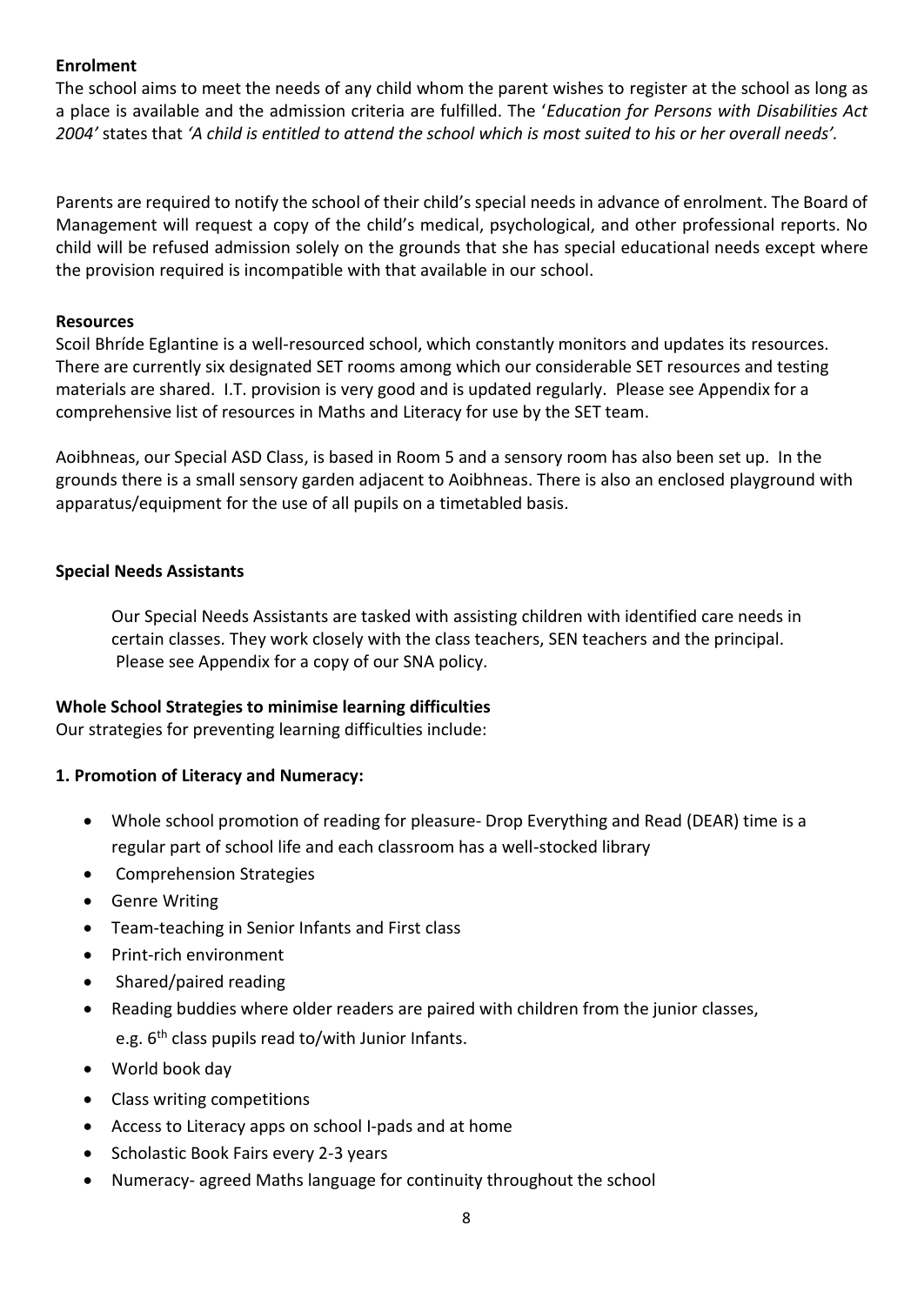**Enrolment**

The school aims to meet the needs of any child whom the parent wishes to register at the school as long as a place is available and the admission criteria are fulfilled. The '*Education for Persons with Disabilities Act 2004'* states that *'A child is entitled to attend the school which is most suited to his or her overall needs'.*

Parents are required to notify the school of their child's special needs in advance of enrolment. The Board of Management will request a copy of the child's medical, psychological, and other professional reports. No child will be refused admission solely on the grounds that she has special educational needs except where the provision required is incompatible with that available in our school.

**Resources**

Scoil Bhríde Eglantine is a well-resourced school, which constantly monitors and updates its resources. There are currently six designated SET rooms among which our considerable SET resources and testing materials are shared. I.T. provision is very good and is updated regularly. Please see Appendix for a comprehensive list of resources in Maths and Literacy for use by the SET team.

Aoibhneas, our Special ASD Class, is based in Room 5 and a sensory room has also been set up. In the grounds there is a small sensory garden adjacent to Aoibhneas. There is also an enclosed playground with apparatus/equipment for the use of all pupils on a timetabled basis.

**Special Needs Assistants**

Our Special Needs Assistants are tasked with assisting children with identified care needs in certain classes. They work closely with the class teachers, SEN teachers and the principal. Please see Appendix for a copy of our SNA policy.

**Whole School Strategies to minimise learning difficulties**

Our strategies for preventing learning difficulties include:

**1. Promotion of Literacy and Numeracy:**

- Whole school promotion of reading for pleasure- Drop Everything and Read (DEAR) time is a regular part of school life and each classroom has a well-stocked library
- Comprehension Strategies
- Genre Writing
- Team-teaching in Senior Infants and First class
- Print-rich environment
- Shared/paired reading
- Reading buddies where older readers are paired with children from the junior classes, e.g. 6th class pupils read to/with Junior Infants.
- World book day
- Class writing competitions
- Access to Literacy apps on school I-pads and at home
- Scholastic Book Fairs every 2-3 years
- Numeracy- agreed Maths language for continuity throughout the school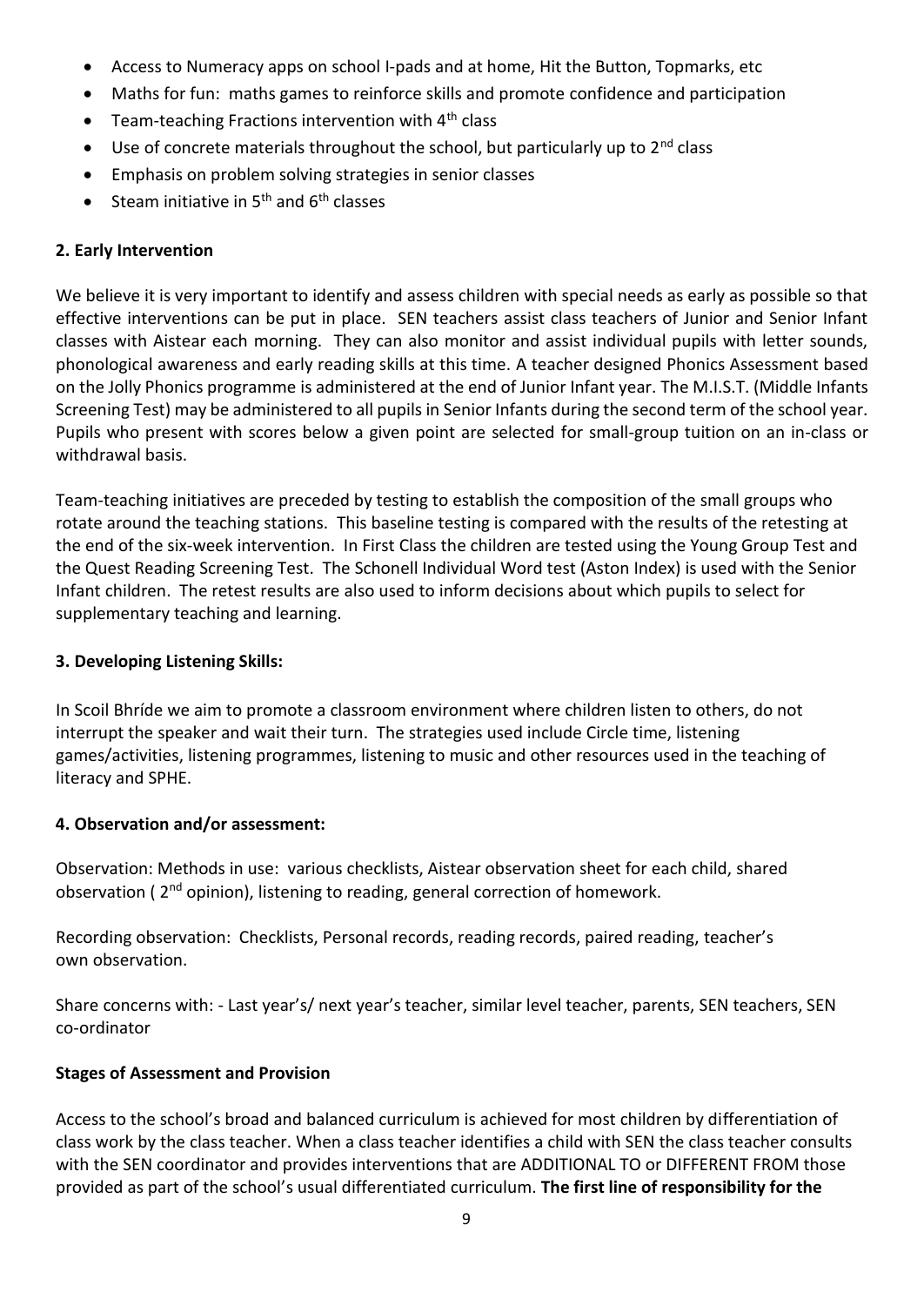- Access to Numeracy apps on school I-pads and at home, Hit the Button, Topmarks, etc
- Maths for fun: maths games to reinforce skills and promote confidence and participation
- Team-teaching Fractions intervention with 4th class
- Use of concrete materials throughout the school, but particularly up to 2nd class
- Emphasis on problem solving strategies in senior classes
- Steam initiative in 5th and 6th classes

**2. Early Intervention**

We believe it is very important to identify and assess children with special needs as early as possible so that effective interventions can be put in place. SEN teachers assist class teachers of Junior and Senior Infant classes with Aistear each morning. They can also monitor and assist individual pupils with letter sounds, phonological awareness and early reading skills at this time. A teacher designed Phonics Assessment based on the Jolly Phonics programme is administered at the end of Junior Infant year. The M.I.S.T. (Middle Infants Screening Test) may be administered to all pupils in Senior Infants during the second term of the school year. Pupils who present with scores below a given point are selected for small-group tuition on an in-class or withdrawal basis.

Team-teaching initiatives are preceded by testing to establish the composition of the small groups who rotate around the teaching stations. This baseline testing is compared with the results of the retesting at the end of the six-week intervention. In First Class the children are tested using the Young Group Test and the Quest Reading Screening Test. The Schonell Individual Word test (Aston Index) is used with the Senior Infant children. The retest results are also used to inform decisions about which pupils to select for supplementary teaching and learning.

**3. Developing Listening Skills:**

In Scoil Bhríde we aim to promote a classroom environment where children listen to others, do not interrupt the speaker and wait their turn. The strategies used include Circle time, listening games/activities, listening programmes, listening to music and other resources used in the teaching of literacy and SPHE.

**4. Observation and/or assessment:**

Observation: Methods in use: various checklists, Aistear observation sheet for each child, shared observation ( 2nd opinion), listening to reading, general correction of homework.

Recording observation: Checklists, Personal records, reading records, paired reading, teacher's own observation.

Share concerns with: - Last year's/ next year's teacher, similar level teacher, parents, SEN teachers, SEN co-ordinator

**Stages of Assessment and Provision**

Access to the school's broad and balanced curriculum is achieved for most children by differentiation of class work by the class teacher. When a class teacher identifies a child with SEN the class teacher consults with the SEN coordinator and provides interventions that are ADDITIONAL TO or DIFFERENT FROM those provided as part of the school's usual differentiated curriculum. **The first line of responsibility for the**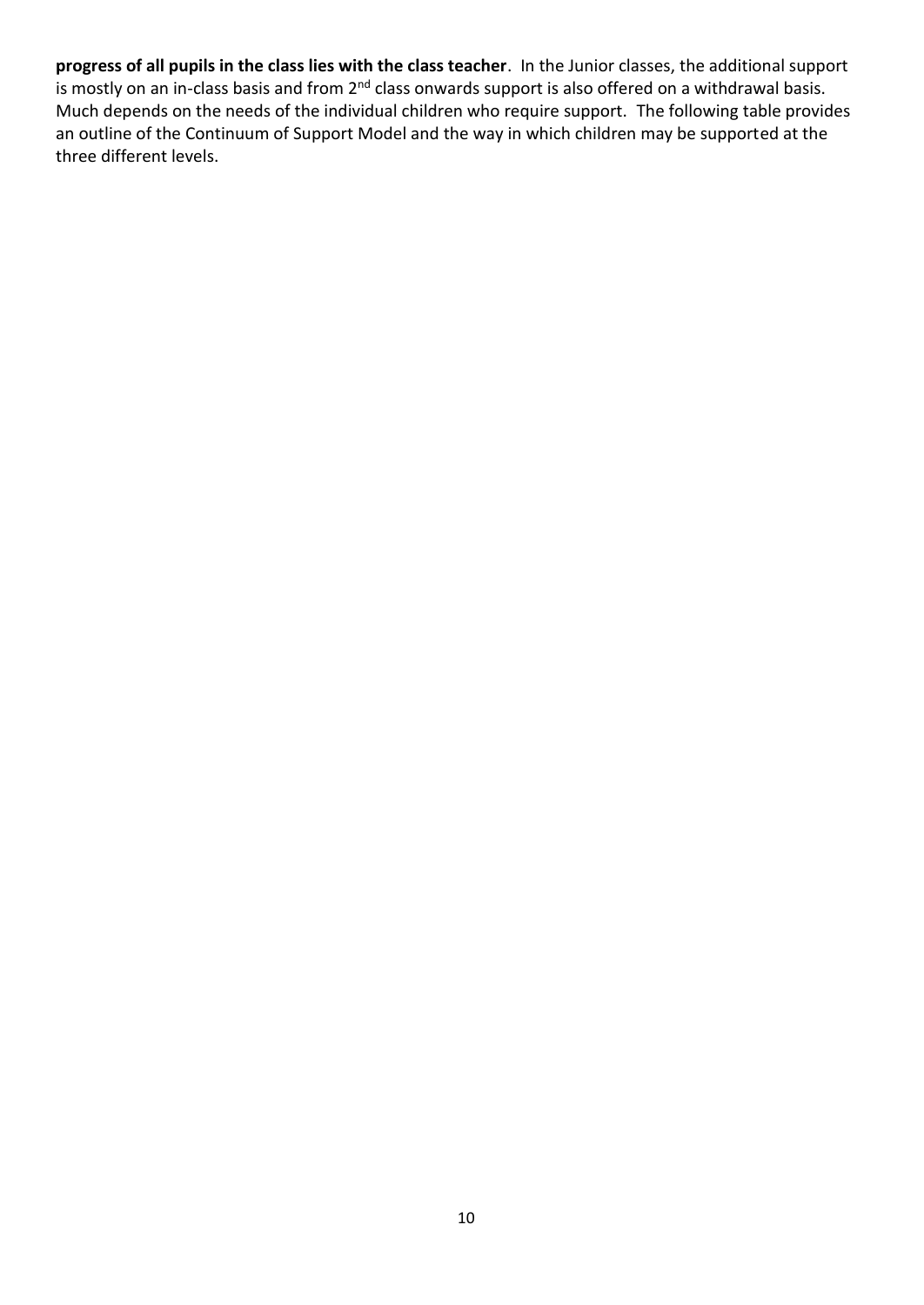**progress of all pupils in the class lies with the class teacher**. In the Junior classes, the additional support is mostly on an in-class basis and from 2nd class onwards support is also offered on a withdrawal basis. Much depends on the needs of the individual children who require support. The following table provides an outline of the Continuum of Support Model and the way in which children may be supported at the three different levels.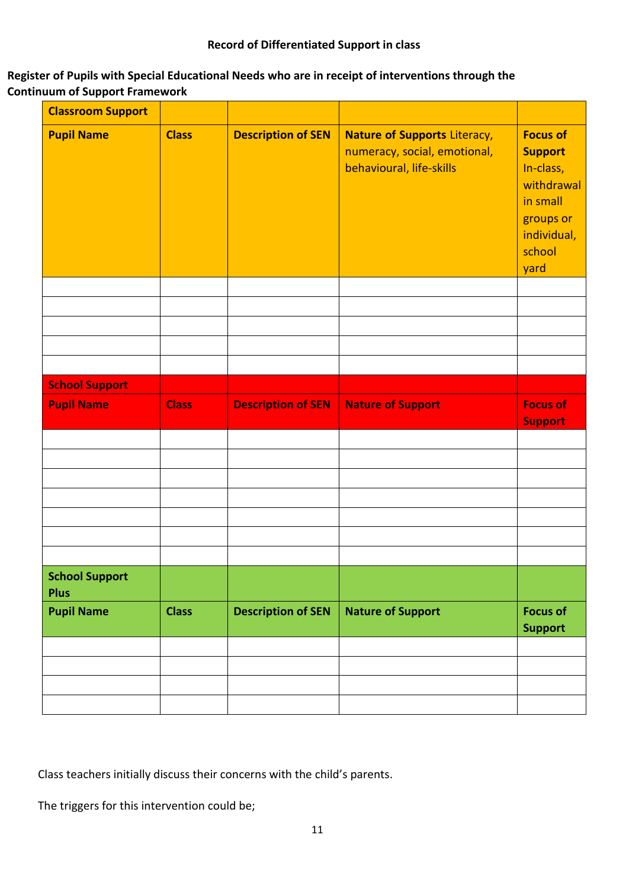**Record of Differentiated Support in class**

**Register of Pupils with Special Educational Needs who are in receipt of interventions through the Continuum of Support Framework**

| **Classroom Support** | | | | |
|---|---|---|---|---|
| **Pupil Name** | **Class** | **Description of SEN** | **Nature of Supports** Literacy, numeracy, social, emotional, behavioural, life-skills | **Focus of Support** In-class, withdrawal in small groups or individual, school yard |
| | | | | |
| | | | | |
| | | | | |
| | | | | |
| | | | | |
| **School Support** | | | | |
| **Pupil Name** | **Class** | **Description of SEN** | **Nature of Support** | **Focus of Support** |
| | | | | |
| | | | | |
| | | | | |
| | | | | |
| | | | | |
| | | | | |
| | | | | |
| **School Support Plus** | | | | |
| **Pupil Name** | **Class** | **Description of SEN** | **Nature of Support** | **Focus of Support** |
| | | | | |
| | | | | |
| | | | | |
| | | | | |

Class teachers initially discuss their concerns with the child's parents.

The triggers for this intervention could be;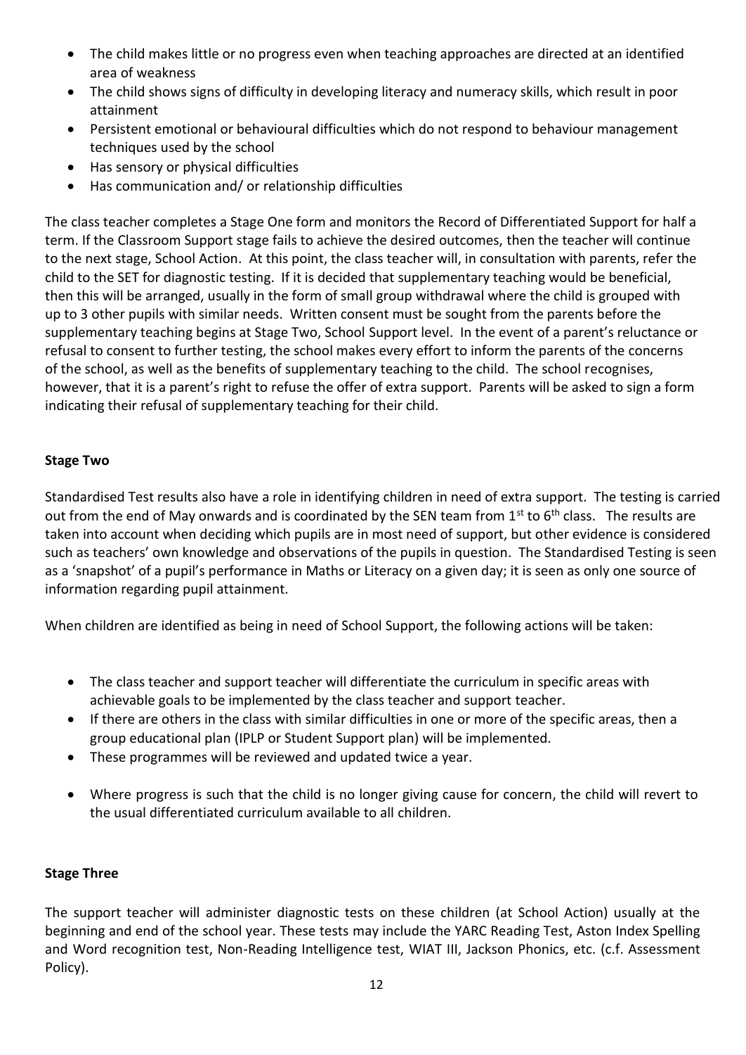- The child makes little or no progress even when teaching approaches are directed at an identified area of weakness
- The child shows signs of difficulty in developing literacy and numeracy skills, which result in poor attainment
- Persistent emotional or behavioural difficulties which do not respond to behaviour management techniques used by the school
- Has sensory or physical difficulties
- Has communication and/ or relationship difficulties

The class teacher completes a Stage One form and monitors the Record of Differentiated Support for half a term. If the Classroom Support stage fails to achieve the desired outcomes, then the teacher will continue to the next stage, School Action. At this point, the class teacher will, in consultation with parents, refer the child to the SET for diagnostic testing. If it is decided that supplementary teaching would be beneficial, then this will be arranged, usually in the form of small group withdrawal where the child is grouped with up to 3 other pupils with similar needs. Written consent must be sought from the parents before the supplementary teaching begins at Stage Two, School Support level. In the event of a parent's reluctance or refusal to consent to further testing, the school makes every effort to inform the parents of the concerns of the school, as well as the benefits of supplementary teaching to the child. The school recognises, however, that it is a parent's right to refuse the offer of extra support. Parents will be asked to sign a form indicating their refusal of supplementary teaching for their child.

**Stage Two**

Standardised Test results also have a role in identifying children in need of extra support. The testing is carried out from the end of May onwards and is coordinated by the SEN team from 1st to 6th class. The results are taken into account when deciding which pupils are in most need of support, but other evidence is considered such as teachers' own knowledge and observations of the pupils in question. The Standardised Testing is seen as a 'snapshot' of a pupil's performance in Maths or Literacy on a given day; it is seen as only one source of information regarding pupil attainment.

When children are identified as being in need of School Support, the following actions will be taken:

- The class teacher and support teacher will differentiate the curriculum in specific areas with achievable goals to be implemented by the class teacher and support teacher.
- If there are others in the class with similar difficulties in one or more of the specific areas, then a group educational plan (IPLP or Student Support plan) will be implemented.
- These programmes will be reviewed and updated twice a year.
- Where progress is such that the child is no longer giving cause for concern, the child will revert to the usual differentiated curriculum available to all children.

**Stage Three**

The support teacher will administer diagnostic tests on these children (at School Action) usually at the beginning and end of the school year. These tests may include the YARC Reading Test, Aston Index Spelling and Word recognition test, Non-Reading Intelligence test, WIAT III, Jackson Phonics, etc. (c.f. Assessment Policy).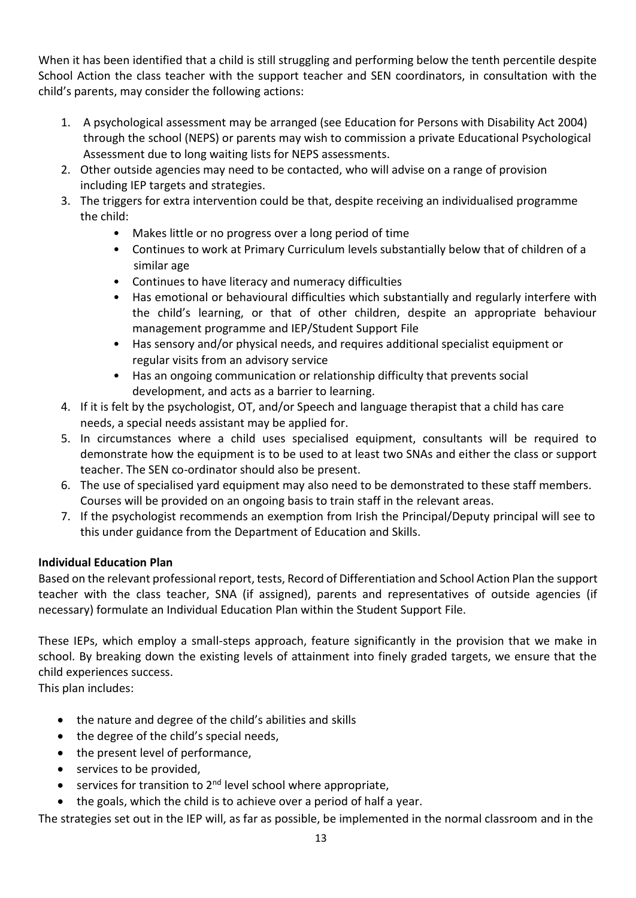When it has been identified that a child is still struggling and performing below the tenth percentile despite School Action the class teacher with the support teacher and SEN coordinators, in consultation with the child's parents, may consider the following actions:

1. A psychological assessment may be arranged (see Education for Persons with Disability Act 2004) through the school (NEPS) or parents may wish to commission a private Educational Psychological Assessment due to long waiting lists for NEPS assessments.
2. Other outside agencies may need to be contacted, who will advise on a range of provision including IEP targets and strategies.
3. The triggers for extra intervention could be that, despite receiving an individualised programme the child:
    - Makes little or no progress over a long period of time
    - Continues to work at Primary Curriculum levels substantially below that of children of a similar age
    - Continues to have literacy and numeracy difficulties
    - Has emotional or behavioural difficulties which substantially and regularly interfere with the child's learning, or that of other children, despite an appropriate behaviour management programme and IEP/Student Support File
    - Has sensory and/or physical needs, and requires additional specialist equipment or regular visits from an advisory service
    - Has an ongoing communication or relationship difficulty that prevents social development, and acts as a barrier to learning.
4. If it is felt by the psychologist, OT, and/or Speech and language therapist that a child has care needs, a special needs assistant may be applied for.
5. In circumstances where a child uses specialised equipment, consultants will be required to demonstrate how the equipment is to be used to at least two SNAs and either the class or support teacher. The SEN co-ordinator should also be present.
6. The use of specialised yard equipment may also need to be demonstrated to these staff members. Courses will be provided on an ongoing basis to train staff in the relevant areas.
7. If the psychologist recommends an exemption from Irish the Principal/Deputy principal will see to this under guidance from the Department of Education and Skills.

**Individual Education Plan**

Based on the relevant professional report, tests, Record of Differentiation and School Action Plan the support teacher with the class teacher, SNA (if assigned), parents and representatives of outside agencies (if necessary) formulate an Individual Education Plan within the Student Support File.

These IEPs, which employ a small-steps approach, feature significantly in the provision that we make in school. By breaking down the existing levels of attainment into finely graded targets, we ensure that the child experiences success.

This plan includes:

- the nature and degree of the child's abilities and skills
- the degree of the child's special needs,
- the present level of performance,
- services to be provided,
- services for transition to 2nd level school where appropriate,
- the goals, which the child is to achieve over a period of half a year.

The strategies set out in the IEP will, as far as possible, be implemented in the normal classroom and in the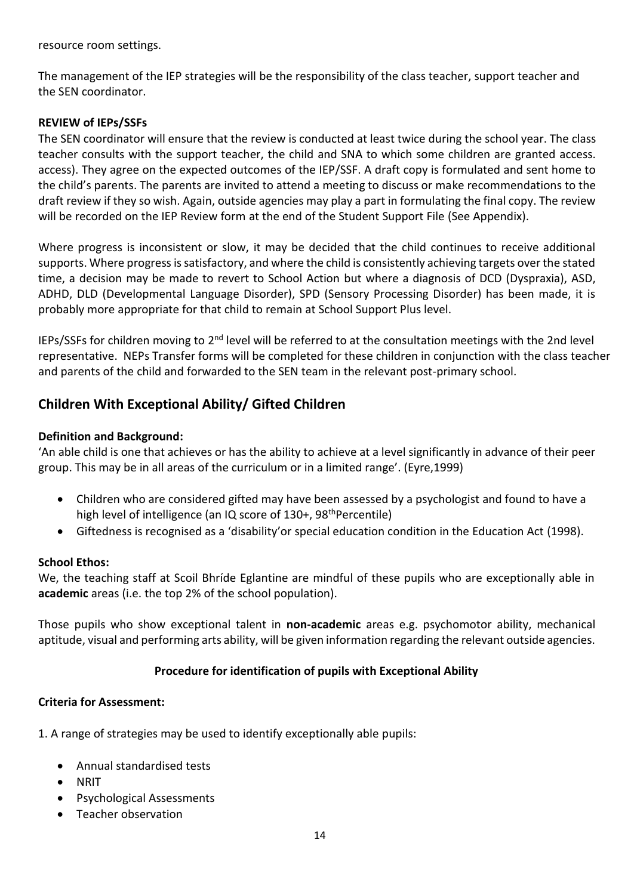resource room settings.

The management of the IEP strategies will be the responsibility of the class teacher, support teacher and the SEN coordinator.

**REVIEW of IEPs/SSFs**

The SEN coordinator will ensure that the review is conducted at least twice during the school year. The class teacher consults with the support teacher, the child and SNA to which some children are granted access. access). They agree on the expected outcomes of the IEP/SSF. A draft copy is formulated and sent home to the child's parents. The parents are invited to attend a meeting to discuss or make recommendations to the draft review if they so wish. Again, outside agencies may play a part in formulating the final copy. The review will be recorded on the IEP Review form at the end of the Student Support File (See Appendix).

Where progress is inconsistent or slow, it may be decided that the child continues to receive additional supports. Where progress is satisfactory, and where the child is consistently achieving targets over the stated time, a decision may be made to revert to School Action but where a diagnosis of DCD (Dyspraxia), ASD, ADHD, DLD (Developmental Language Disorder), SPD (Sensory Processing Disorder) has been made, it is probably more appropriate for that child to remain at School Support Plus level.

IEPs/SSFs for children moving to 2nd level will be referred to at the consultation meetings with the 2nd level representative. NEPs Transfer forms will be completed for these children in conjunction with the class teacher and parents of the child and forwarded to the SEN team in the relevant post-primary school.

## Children With Exceptional Ability/ Gifted Children

**Definition and Background:**

'An able child is one that achieves or has the ability to achieve at a level significantly in advance of their peer group. This may be in all areas of the curriculum or in a limited range'. (Eyre,1999)

- Children who are considered gifted may have been assessed by a psychologist and found to have a high level of intelligence (an IQ score of 130+, 98th Percentile)
- Giftedness is recognised as a 'disability'or special education condition in the Education Act (1998).

**School Ethos:**

We, the teaching staff at Scoil Bhríde Eglantine are mindful of these pupils who are exceptionally able in **academic** areas (i.e. the top 2% of the school population).

Those pupils who show exceptional talent in **non-academic** areas e.g. psychomotor ability, mechanical aptitude, visual and performing arts ability, will be given information regarding the relevant outside agencies.

**Procedure for identification of pupils with Exceptional Ability**

**Criteria for Assessment:**

1. A range of strategies may be used to identify exceptionally able pupils:

- Annual standardised tests
- NRIT
- Psychological Assessments
- Teacher observation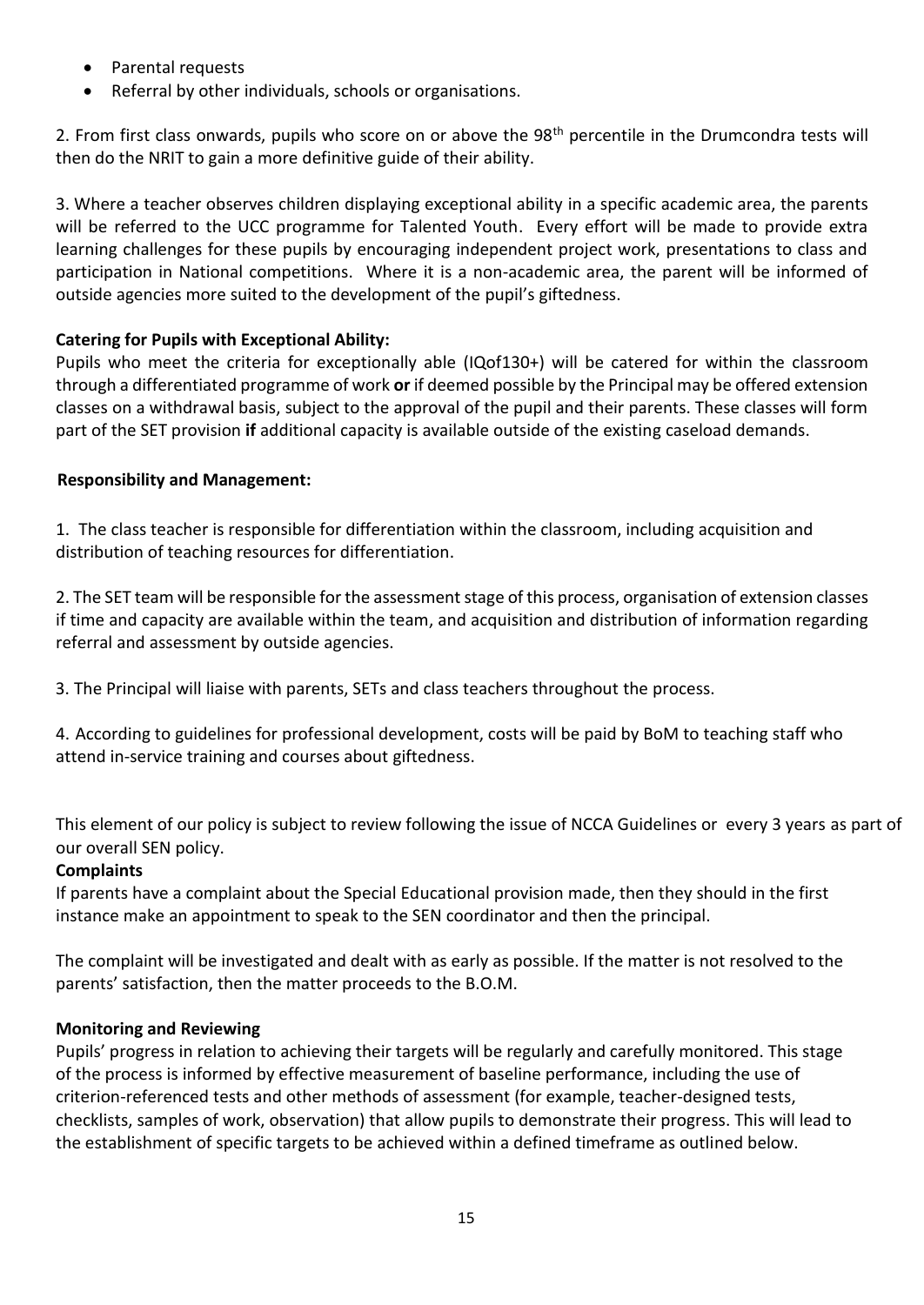- Parental requests
- Referral by other individuals, schools or organisations.

2. From first class onwards, pupils who score on or above the 98th percentile in the Drumcondra tests will then do the NRIT to gain a more definitive guide of their ability.

3. Where a teacher observes children displaying exceptional ability in a specific academic area, the parents will be referred to the UCC programme for Talented Youth. Every effort will be made to provide extra learning challenges for these pupils by encouraging independent project work, presentations to class and participation in National competitions. Where it is a non-academic area, the parent will be informed of outside agencies more suited to the development of the pupil's giftedness.

**Catering for Pupils with Exceptional Ability:**

Pupils who meet the criteria for exceptionally able (IQof130+) will be catered for within the classroom through a differentiated programme of work **or** if deemed possible by the Principal may be offered extension classes on a withdrawal basis, subject to the approval of the pupil and their parents. These classes will form part of the SET provision **if** additional capacity is available outside of the existing caseload demands.

**Responsibility and Management:**

1. The class teacher is responsible for differentiation within the classroom, including acquisition and distribution of teaching resources for differentiation.

2. The SET team will be responsible for the assessment stage of this process, organisation of extension classes if time and capacity are available within the team, and acquisition and distribution of information regarding referral and assessment by outside agencies.

3. The Principal will liaise with parents, SETs and class teachers throughout the process.

4. According to guidelines for professional development, costs will be paid by BoM to teaching staff who attend in-service training and courses about giftedness.

This element of our policy is subject to review following the issue of NCCA Guidelines or every 3 years as part of our overall SEN policy.

**Complaints**

If parents have a complaint about the Special Educational provision made, then they should in the first instance make an appointment to speak to the SEN coordinator and then the principal.

The complaint will be investigated and dealt with as early as possible. If the matter is not resolved to the parents' satisfaction, then the matter proceeds to the B.O.M.

**Monitoring and Reviewing**

Pupils' progress in relation to achieving their targets will be regularly and carefully monitored. This stage of the process is informed by effective measurement of baseline performance, including the use of criterion-referenced tests and other methods of assessment (for example, teacher-designed tests, checklists, samples of work, observation) that allow pupils to demonstrate their progress. This will lead to the establishment of specific targets to be achieved within a defined timeframe as outlined below.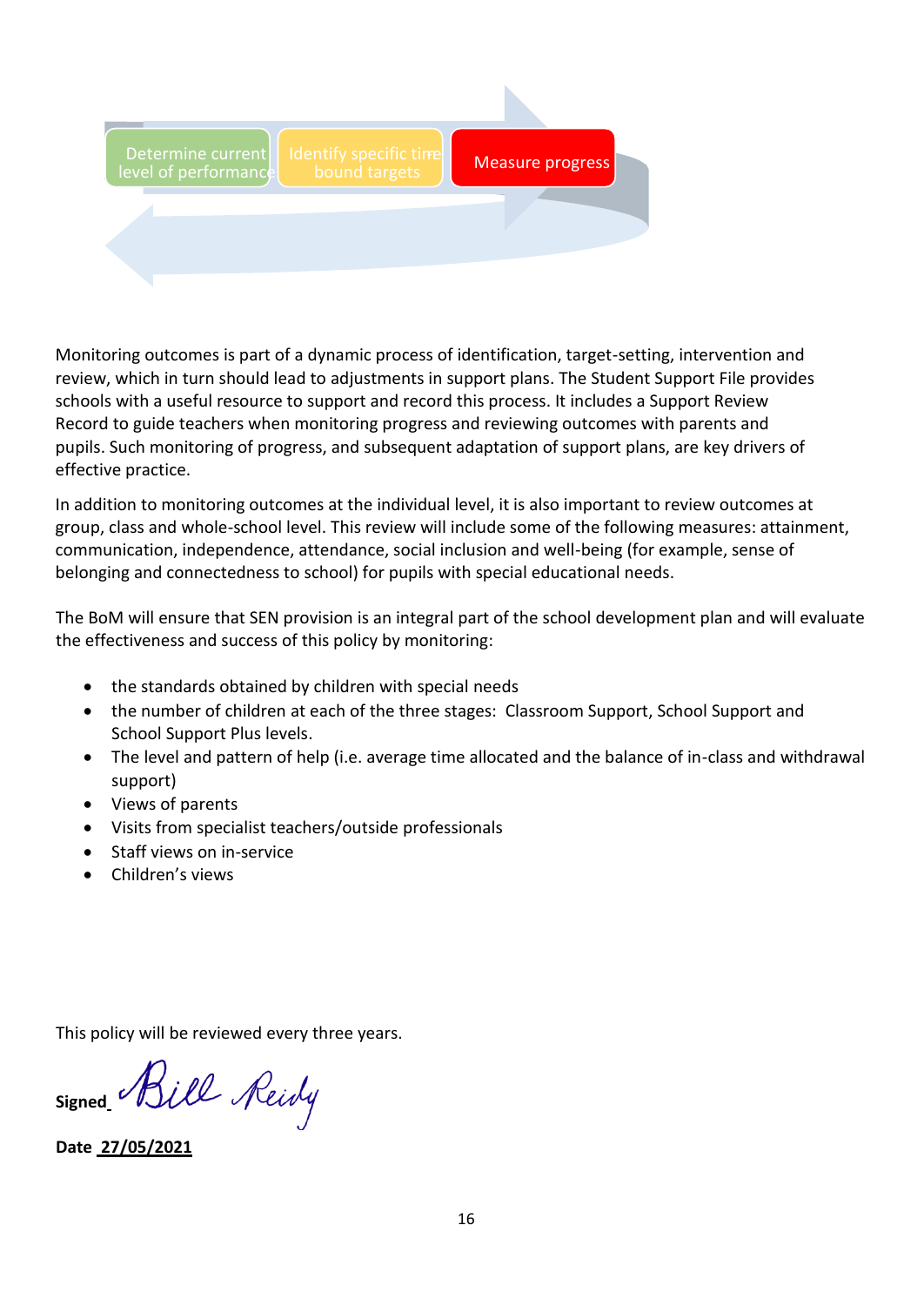Determine current level of performance → Identify specific time bound targets → Measure progress

Monitoring outcomes is part of a dynamic process of identification, target-setting, intervention and review, which in turn should lead to adjustments in support plans. The Student Support File provides schools with a useful resource to support and record this process. It includes a Support Review Record to guide teachers when monitoring progress and reviewing outcomes with parents and pupils. Such monitoring of progress, and subsequent adaptation of support plans, are key drivers of effective practice.

In addition to monitoring outcomes at the individual level, it is also important to review outcomes at group, class and whole-school level. This review will include some of the following measures: attainment, communication, independence, attendance, social inclusion and well-being (for example, sense of belonging and connectedness to school) for pupils with special educational needs.

The BoM will ensure that SEN provision is an integral part of the school development plan and will evaluate the effectiveness and success of this policy by monitoring:

- the standards obtained by children with special needs
- the number of children at each of the three stages: Classroom Support, School Support and School Support Plus levels.
- The level and pattern of help (i.e. average time allocated and the balance of in-class and withdrawal support)
- Views of parents
- Visits from specialist teachers/outside professionals
- Staff views on in-service
- Children's views

This policy will be reviewed every three years.

**Signed** Bill Reidy

**Date 27/05/2021**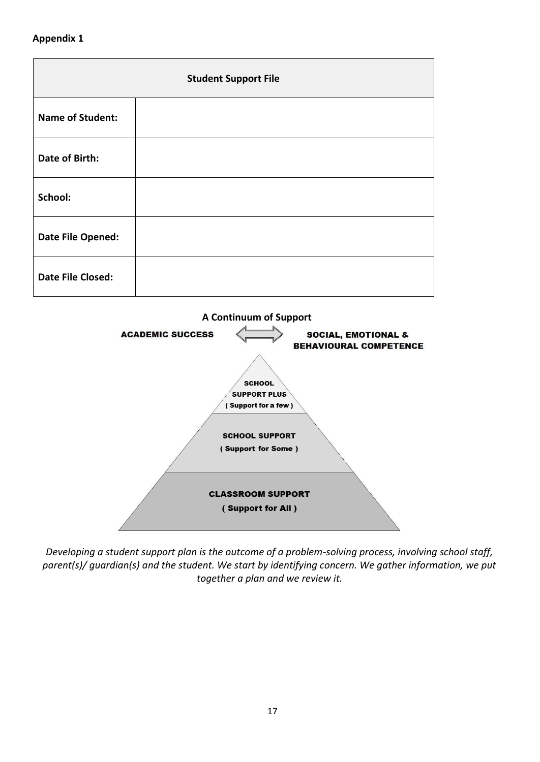**Appendix 1**

| Student Support File | |
|---|---|
| **Name of Student:** | |
| **Date of Birth:** | |
| **School:** | |
| **Date File Opened:** | |
| **Date File Closed:** | |

**A Continuum of Support**

ACADEMIC SUCCESS ⟺ SOCIAL, EMOTIONAL & BEHAVIOURAL COMPETENCE

SCHOOL SUPPORT PLUS ( Support for a few )

SCHOOL SUPPORT ( Support for Some )

CLASSROOM SUPPORT ( Support for All )

*Developing a student support plan is the outcome of a problem-solving process, involving school staff, parent(s)/ guardian(s) and the student. We start by identifying concern. We gather information, we put together a plan and we review it.*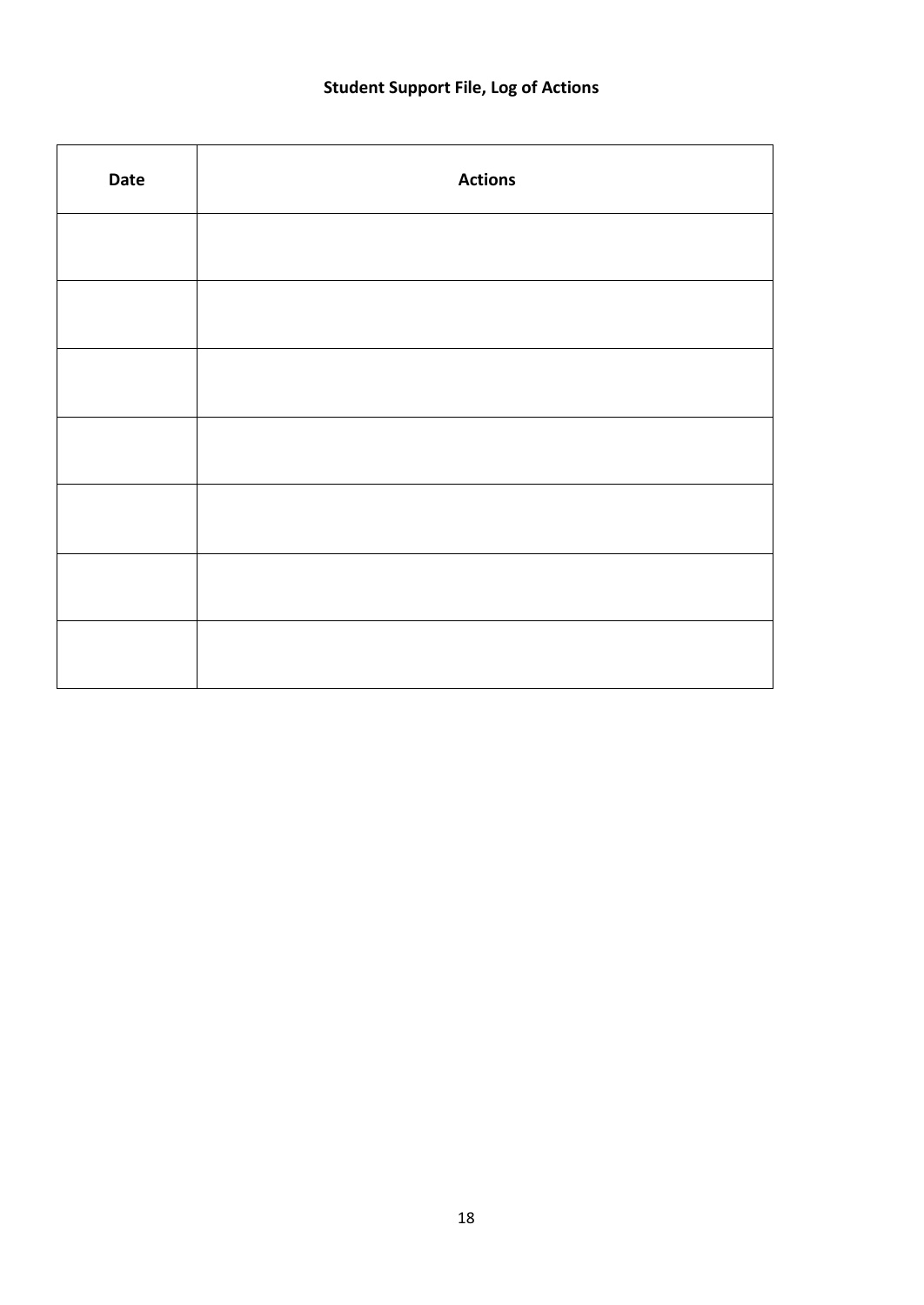**Student Support File, Log of Actions**

| Date | Actions |
|---|---|
| | |
| | |
| | |
| | |
| | |
| | |
| | |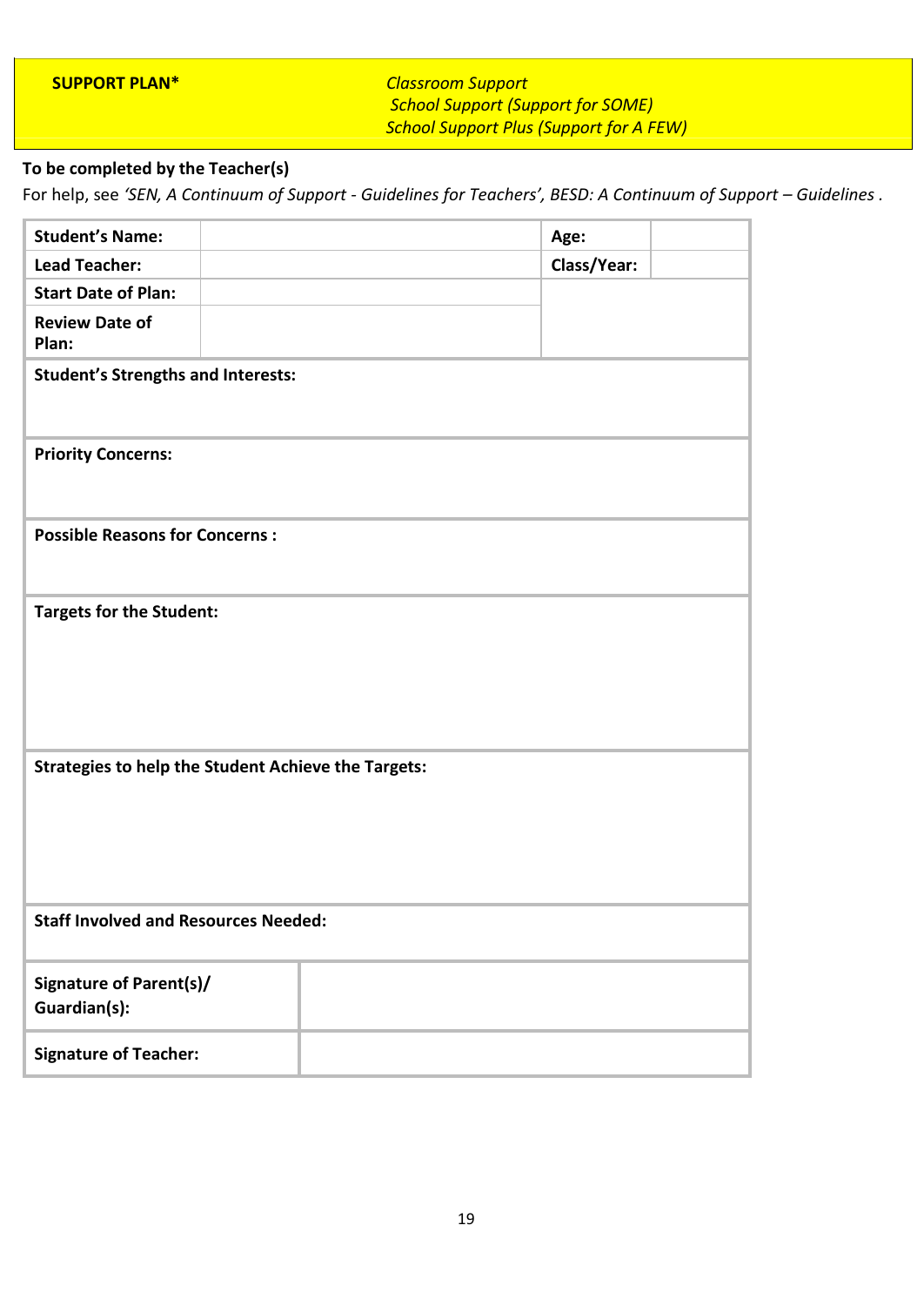**SUPPORT PLAN***

*Classroom Support*
*School Support (Support for SOME)*
*School Support Plus (Support for A FEW)*

**To be completed by the Teacher(s)**

For help, see *'SEN, A Continuum of Support - Guidelines for Teachers', BESD: A Continuum of Support – Guidelines* .

| **Student's Name:** | | **Age:** | |
|---|---|---|---|
| **Lead Teacher:** | | **Class/Year:** | |
| **Start Date of Plan:** | | | |
| **Review Date of Plan:** | | | |

| **Student's Strengths and Interests:** |
|---|
| |
| **Priority Concerns:** |
| |
| **Possible Reasons for Concerns :** |
| |
| **Targets for the Student:** |
| |
| **Strategies to help the Student Achieve the Targets:** |
| |
| **Staff Involved and Resources Needed:** |
| |

| **Signature of Parent(s)/ Guardian(s):** | |
|---|---|
| **Signature of Teacher:** | |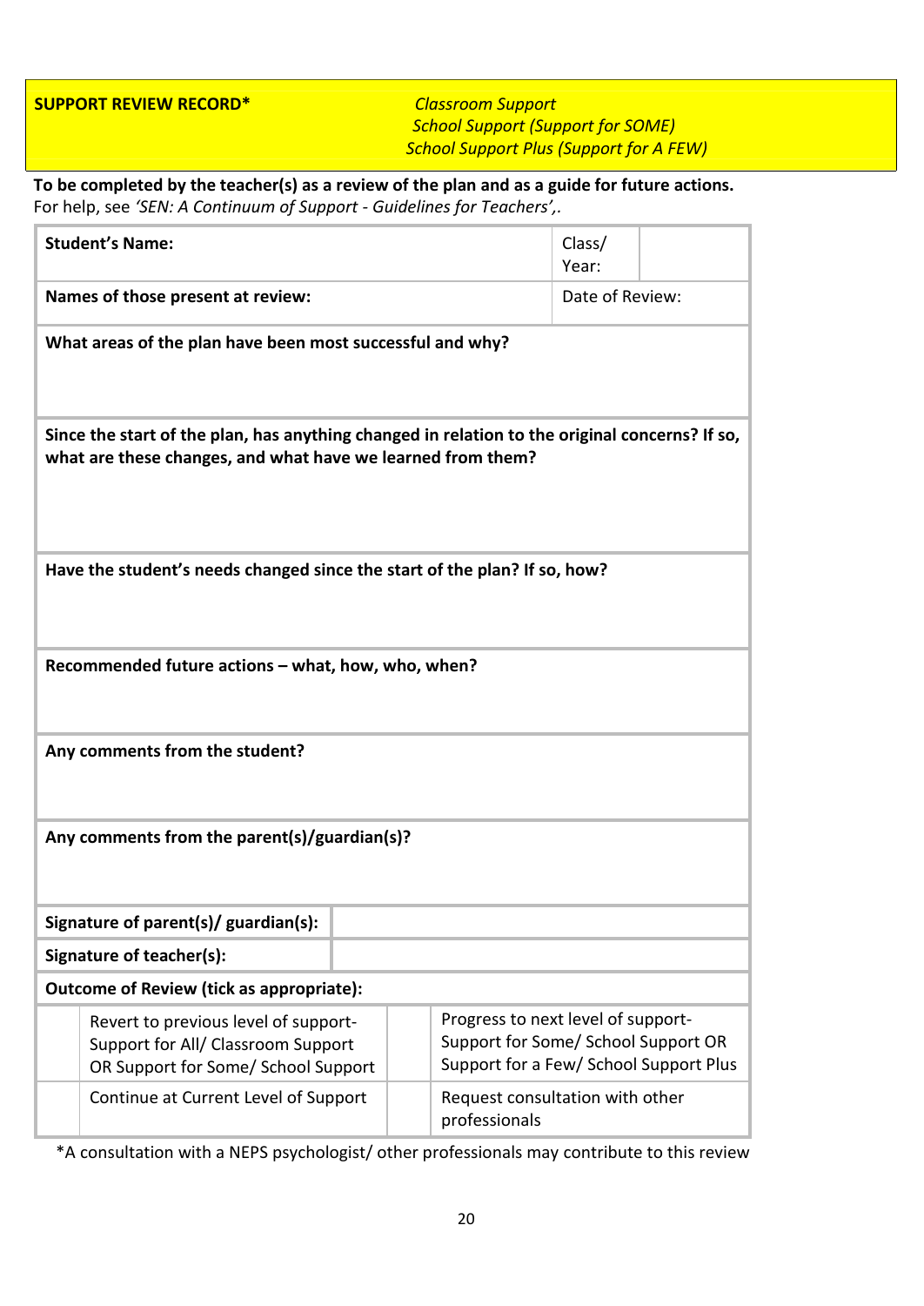**SUPPORT REVIEW RECORD***

*Classroom Support*
*School Support (Support for SOME)*
*School Support Plus (Support for A FEW)*

**To be completed by the teacher(s) as a review of the plan and as a guide for future actions.**
For help, see *'SEN: A Continuum of Support - Guidelines for Teachers',*.

| **Student's Name:** | | Class/ Year: | |
|---|---|---|---|
| **Names of those present at review:** | | Date of Review: | |
| **What areas of the plan have been most successful and why?** | | | |
| **Since the start of the plan, has anything changed in relation to the original concerns? If so, what are these changes, and what have we learned from them?** | | | |
| **Have the student's needs changed since the start of the plan? If so, how?** | | | |
| **Recommended future actions – what, how, who, when?** | | | |
| **Any comments from the student?** | | | |
| **Any comments from the parent(s)/guardian(s)?** | | | |
| **Signature of parent(s)/ guardian(s):** | | | |
| **Signature of teacher(s):** | | | |

**Outcome of Review (tick as appropriate):**

| | | | |
|---|---|---|---|
| | Revert to previous level of support- Support for All/ Classroom Support OR Support for Some/ School Support | | Progress to next level of support- Support for Some/ School Support OR Support for a Few/ School Support Plus |
| | Continue at Current Level of Support | | Request consultation with other professionals |

*A consultation with a NEPS psychologist/ other professionals may contribute to this review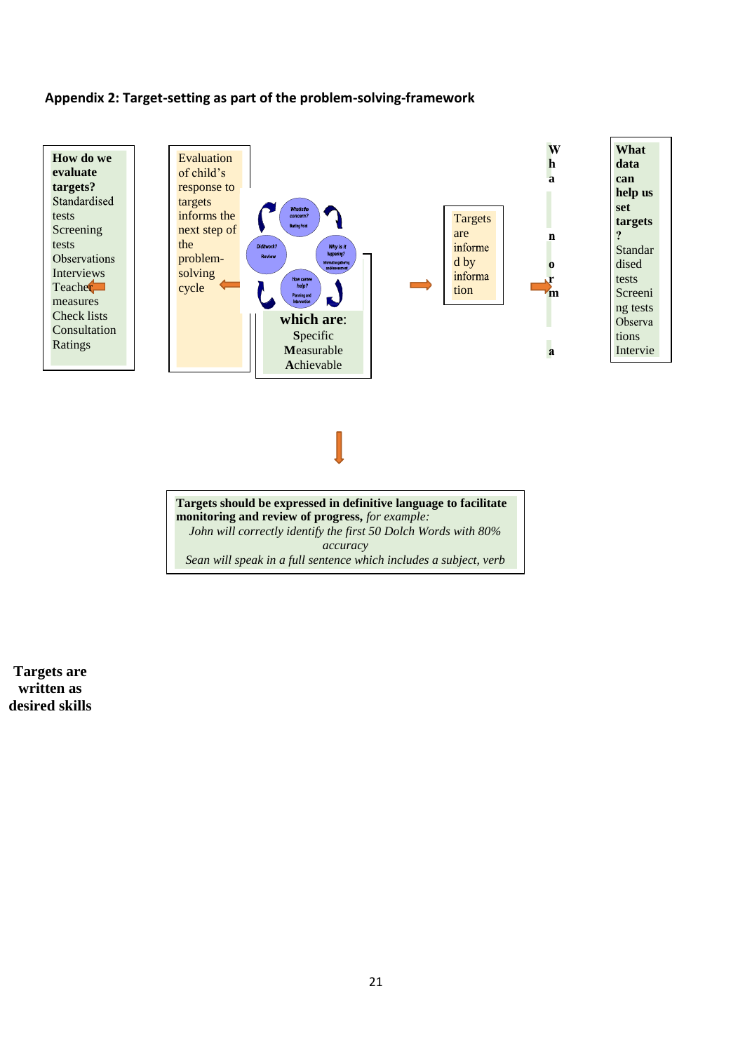## Appendix 2: Target-setting as part of the problem-solving-framework

**How do we evaluate targets?**
Standardised tests
Screening tests
Observations
Interviews
Teacher measures
Check lists
Consultation
Ratings

Evaluation of child's response to targets informs the next step of the problem-solving cycle

What is the concern? Starting Point
Why is it happening? Information gathering and Assessment
How can we help? Planning and Intervention
Did it work? Review

**which are:**
**S**pecific
**M**easurable
**A**chievable

Targets are informed by information

**What** **a** **norm**

**What data can help us set targets?**
Standardised tests
Screening tests
Observations
Intervie

**Targets should be expressed in definitive language to facilitate monitoring and review of progress,** *for example:*
*John will correctly identify the first 50 Dolch Words with 80% accuracy*
*Sean will speak in a full sentence which includes a subject, verb*

**Targets are written as desired skills**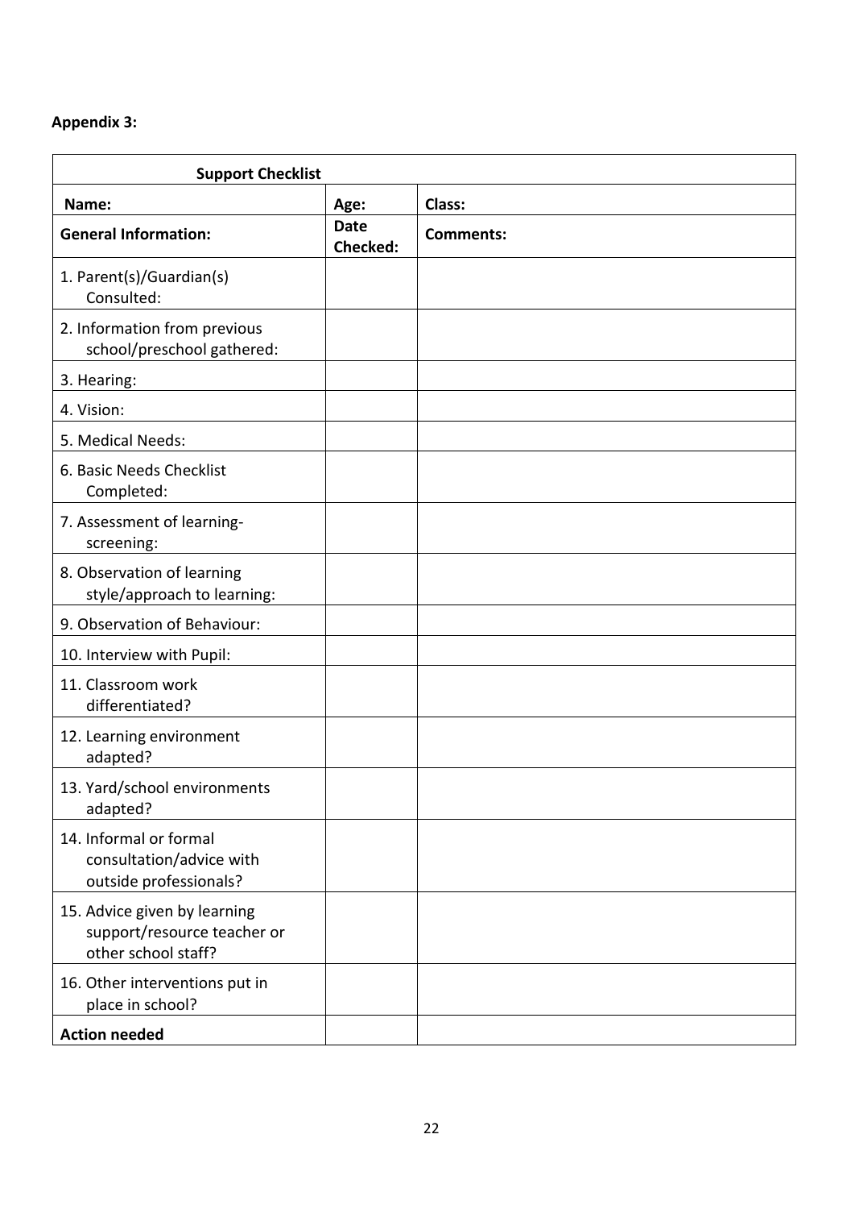**Appendix 3:**

| Support Checklist | | |
|---|---|---|
| **Name:** | **Age:** | **Class:** |
| **General Information:** | **Date Checked:** | **Comments:** |
| 1. Parent(s)/Guardian(s) Consulted: | | |
| 2. Information from previous school/preschool gathered: | | |
| 3. Hearing: | | |
| 4. Vision: | | |
| 5. Medical Needs: | | |
| 6. Basic Needs Checklist Completed: | | |
| 7. Assessment of learning-screening: | | |
| 8. Observation of learning style/approach to learning: | | |
| 9. Observation of Behaviour: | | |
| 10. Interview with Pupil: | | |
| 11. Classroom work differentiated? | | |
| 12. Learning environment adapted? | | |
| 13. Yard/school environments adapted? | | |
| 14. Informal or formal consultation/advice with outside professionals? | | |
| 15. Advice given by learning support/resource teacher or other school staff? | | |
| 16. Other interventions put in place in school? | | |
| **Action needed** | | |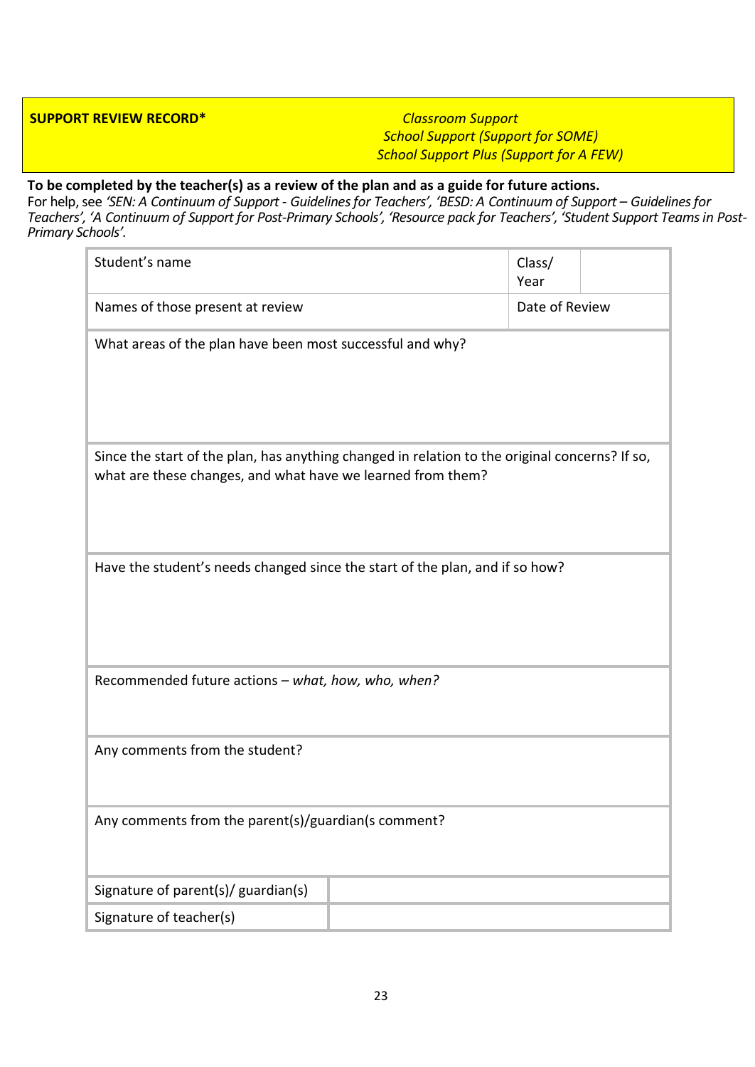**SUPPORT REVIEW RECORD***

*Classroom Support*
*School Support (Support for SOME)*
*School Support Plus (Support for A FEW)*

**To be completed by the teacher(s) as a review of the plan and as a guide for future actions.**
For help, see *'SEN: A Continuum of Support - Guidelines for Teachers', 'BESD: A Continuum of Support – Guidelines for Teachers', 'A Continuum of Support for Post-Primary Schools', 'Resource pack for Teachers', 'Student Support Teams in Post-Primary Schools'.*

| Student's name | Class/ Year | |
|---|---|---|
| Names of those present at review | Date of Review | |
| What areas of the plan have been most successful and why? | | |
| Since the start of the plan, has anything changed in relation to the original concerns? If so, what are these changes, and what have we learned from them? | | |
| Have the student's needs changed since the start of the plan, and if so how? | | |
| Recommended future actions – *what, how, who, when?* | | |
| Any comments from the student? | | |
| Any comments from the parent(s)/guardian(s comment? | | |
| Signature of parent(s)/ guardian(s) | | |
| Signature of teacher(s) | | |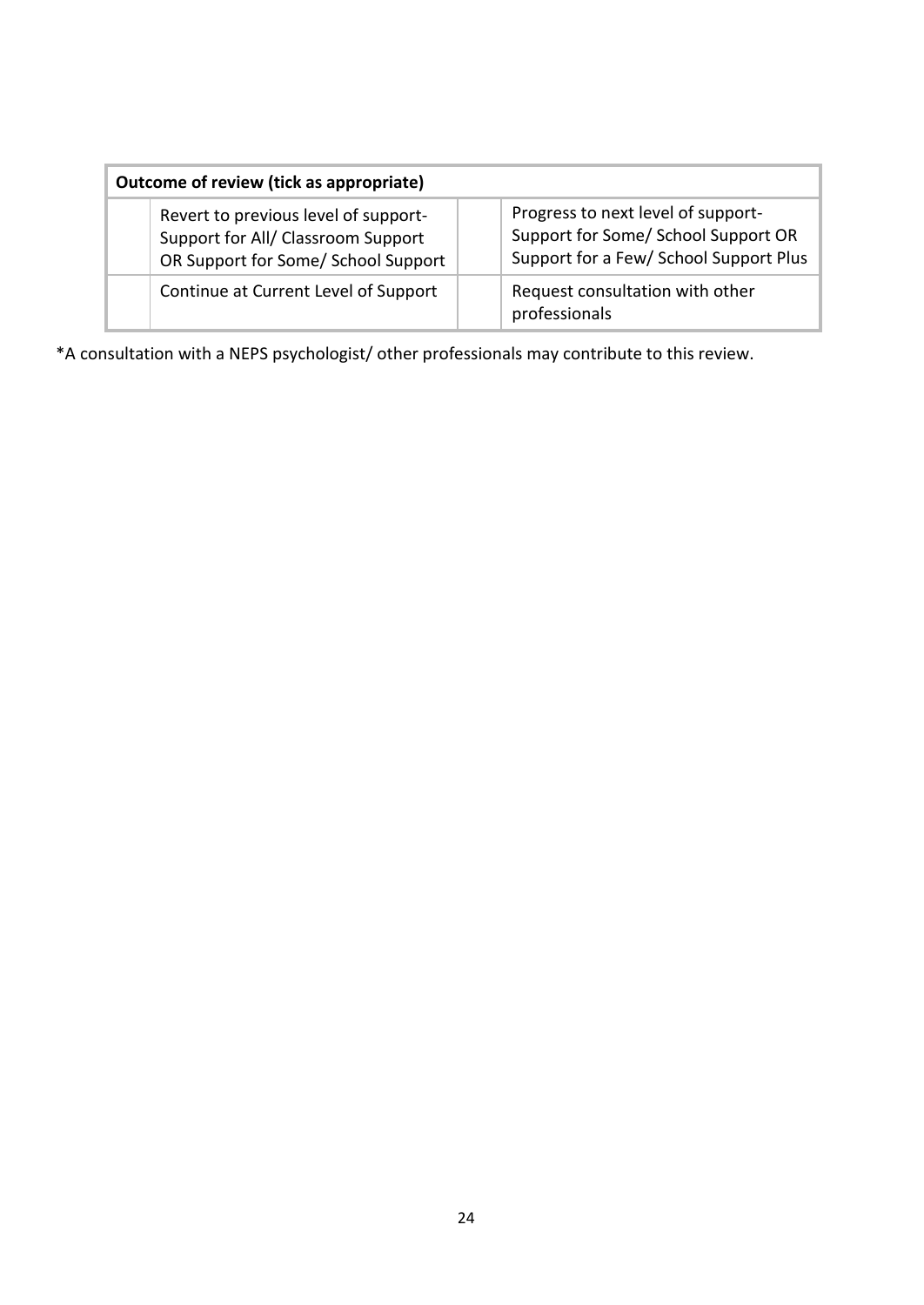| Outcome of review (tick as appropriate) | | | |
|---|---|---|---|
| | Revert to previous level of support- Support for All/ Classroom Support OR Support for Some/ School Support | | Progress to next level of support- Support for Some/ School Support OR Support for a Few/ School Support Plus |
| | Continue at Current Level of Support | | Request consultation with other professionals |

*A consultation with a NEPS psychologist/ other professionals may contribute to this review.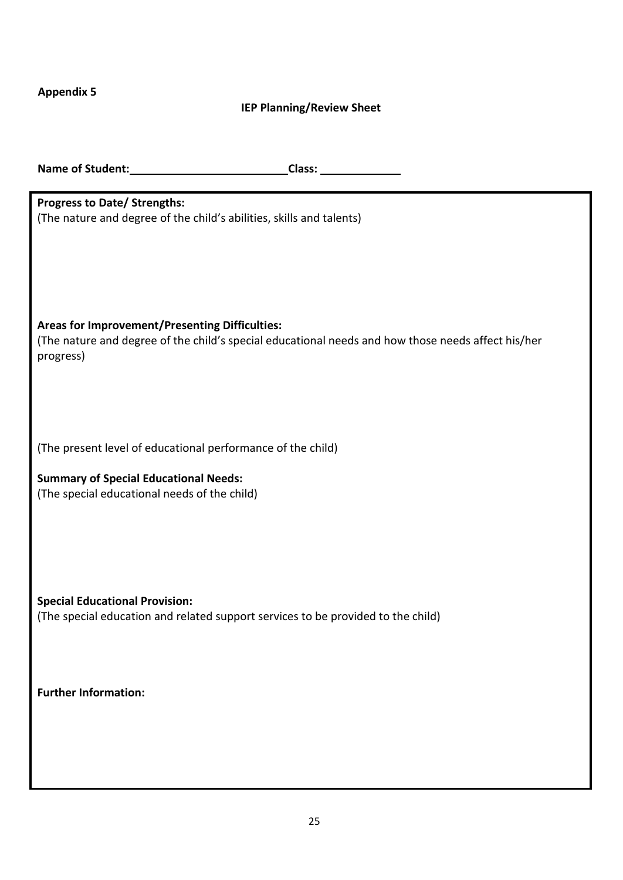**Appendix 5**

## IEP Planning/Review Sheet

**Name of Student:** \_\_\_\_\_\_\_\_\_\_\_\_\_\_\_\_\_\_\_\_\_\_\_\_\_\_ **Class:** \_\_\_\_\_\_\_\_\_\_\_\_\_

**Progress to Date/ Strengths:**
(The nature and degree of the child's abilities, skills and talents)

**Areas for Improvement/Presenting Difficulties:**
(The nature and degree of the child's special educational needs and how those needs affect his/her progress)

(The present level of educational performance of the child)

**Summary of Special Educational Needs:**
(The special educational needs of the child)

**Special Educational Provision:**
(The special education and related support services to be provided to the child)

**Further Information:**